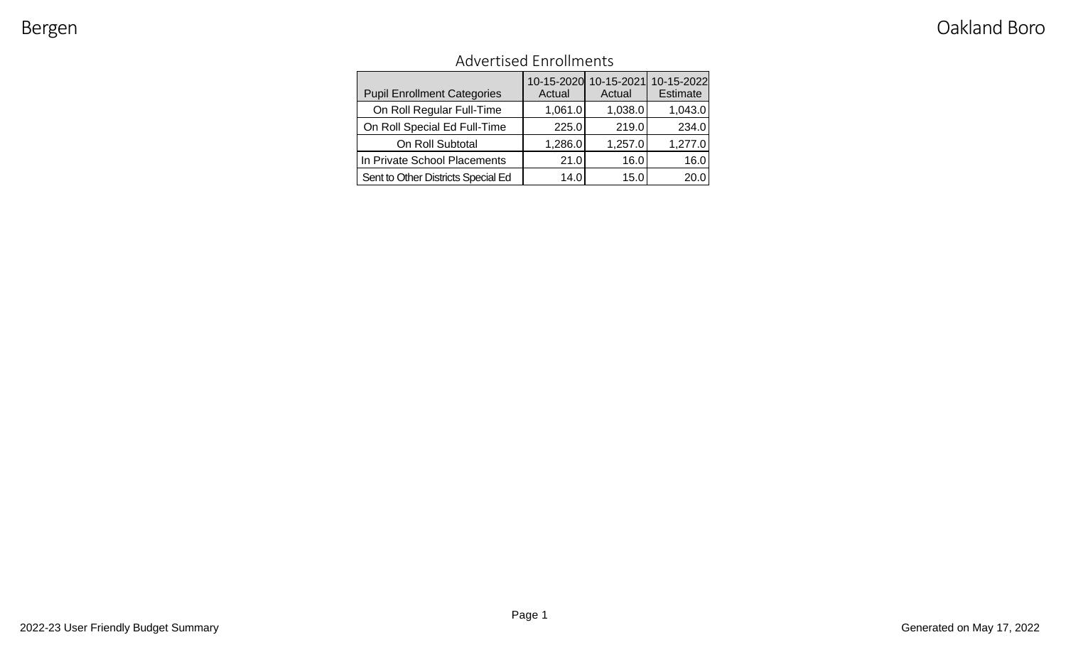# Advertised Enrollments

| Pupil Enrollment Categories | 10-15-2020 Actual | 10-15-2021 Actual | 10-15-2022 Estimate |
|---|---|---|---|
| On Roll Regular Full-Time | 1,061.0 | 1,038.0 | 1,043.0 |
| On Roll Special Ed Full-Time | 225.0 | 219.0 | 234.0 |
| On Roll Subtotal | 1,286.0 | 1,257.0 | 1,277.0 |
| In Private School Placements | 21.0 | 16.0 | 16.0 |
| Sent to Other Districts Special Ed | 14.0 | 15.0 | 20.0 |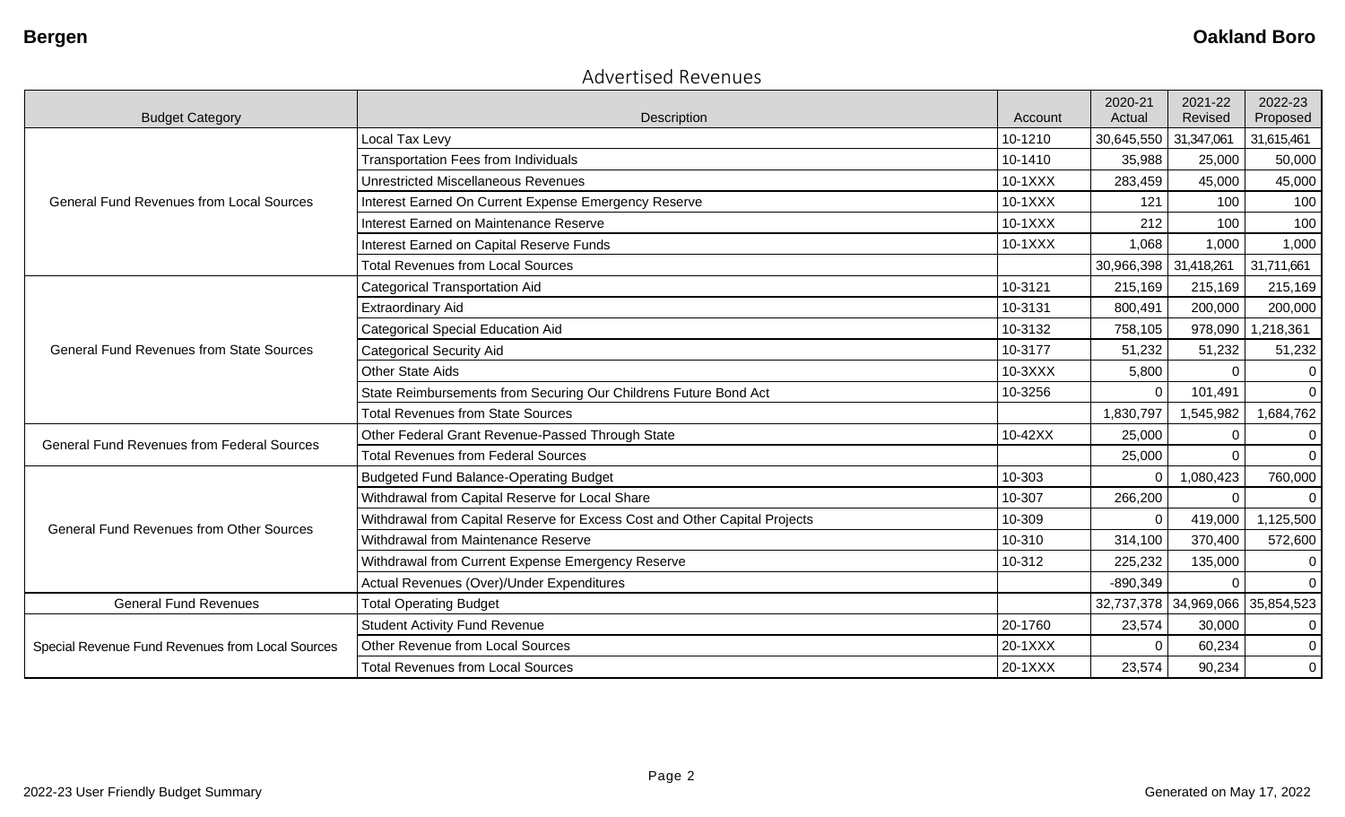Bergen | Oakland Boro

## Advertised Revenues

| Budget Category | Description | Account | 2020-21 Actual | 2021-22 Revised | 2022-23 Proposed |
|---|---|---|---|---|---|
| General Fund Revenues from Local Sources | Local Tax Levy | 10-1210 | 30,645,550 | 31,347,061 | 31,615,461 |
| | Transportation Fees from Individuals | 10-1410 | 35,988 | 25,000 | 50,000 |
| | Unrestricted Miscellaneous Revenues | 10-1XXX | 283,459 | 45,000 | 45,000 |
| | Interest Earned On Current Expense Emergency Reserve | 10-1XXX | 121 | 100 | 100 |
| | Interest Earned on Maintenance Reserve | 10-1XXX | 212 | 100 | 100 |
| | Interest Earned on Capital Reserve Funds | 10-1XXX | 1,068 | 1,000 | 1,000 |
| | Total Revenues from Local Sources | | 30,966,398 | 31,418,261 | 31,711,661 |
| General Fund Revenues from State Sources | Categorical Transportation Aid | 10-3121 | 215,169 | 215,169 | 215,169 |
| | Extraordinary Aid | 10-3131 | 800,491 | 200,000 | 200,000 |
| | Categorical Special Education Aid | 10-3132 | 758,105 | 978,090 | 1,218,361 |
| | Categorical Security Aid | 10-3177 | 51,232 | 51,232 | 51,232 |
| | Other State Aids | 10-3XXX | 5,800 | 0 | 0 |
| | State Reimbursements from Securing Our Childrens Future Bond Act | 10-3256 | 0 | 101,491 | 0 |
| | Total Revenues from State Sources | | 1,830,797 | 1,545,982 | 1,684,762 |
| General Fund Revenues from Federal Sources | Other Federal Grant Revenue-Passed Through State | 10-42XX | 25,000 | 0 | 0 |
| | Total Revenues from Federal Sources | | 25,000 | 0 | 0 |
| General Fund Revenues from Other Sources | Budgeted Fund Balance-Operating Budget | 10-303 | 0 | 1,080,423 | 760,000 |
| | Withdrawal from Capital Reserve for Local Share | 10-307 | 266,200 | 0 | 0 |
| | Withdrawal from Capital Reserve for Excess Cost and Other Capital Projects | 10-309 | 0 | 419,000 | 1,125,500 |
| | Withdrawal from Maintenance Reserve | 10-310 | 314,100 | 370,400 | 572,600 |
| | Withdrawal from Current Expense Emergency Reserve | 10-312 | 225,232 | 135,000 | 0 |
| | Actual Revenues (Over)/Under Expenditures | | -890,349 | 0 | 0 |
| General Fund Revenues | Total Operating Budget | | 32,737,378 | 34,969,066 | 35,854,523 |
| Special Revenue Fund Revenues from Local Sources | Student Activity Fund Revenue | 20-1760 | 23,574 | 30,000 | 0 |
| | Other Revenue from Local Sources | 20-1XXX | 0 | 60,234 | 0 |
| | Total Revenues from Local Sources | 20-1XXX | 23,574 | 90,234 | 0 |

2022-23 User Friendly Budget Summary | Generated on May 17, 2022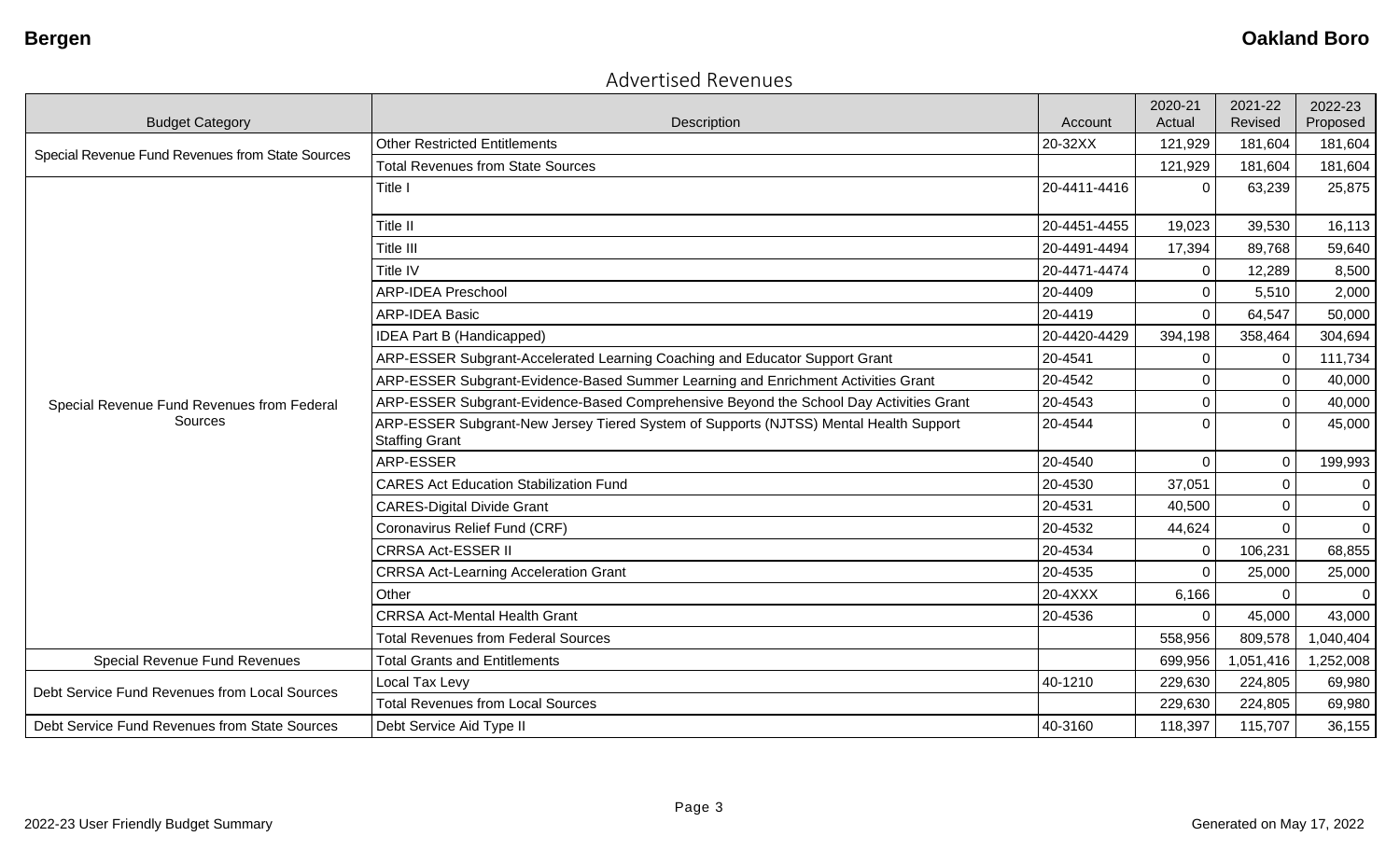Bergen | Oakland Boro

## Advertised Revenues

| Budget Category | Description | Account | 2020-21 Actual | 2021-22 Revised | 2022-23 Proposed |
|---|---|---|---|---|---|
| Special Revenue Fund Revenues from State Sources | Other Restricted Entitlements | 20-32XX | 121,929 | 181,604 | 181,604 |
| | Total Revenues from State Sources | | 121,929 | 181,604 | 181,604 |
| Special Revenue Fund Revenues from Federal Sources | Title I | 20-4411-4416 | 0 | 63,239 | 25,875 |
| | Title II | 20-4451-4455 | 19,023 | 39,530 | 16,113 |
| | Title III | 20-4491-4494 | 17,394 | 89,768 | 59,640 |
| | Title IV | 20-4471-4474 | 0 | 12,289 | 8,500 |
| | ARP-IDEA Preschool | 20-4409 | 0 | 5,510 | 2,000 |
| | ARP-IDEA Basic | 20-4419 | 0 | 64,547 | 50,000 |
| | IDEA Part B (Handicapped) | 20-4420-4429 | 394,198 | 358,464 | 304,694 |
| | ARP-ESSER Subgrant-Accelerated Learning Coaching and Educator Support Grant | 20-4541 | 0 | 0 | 111,734 |
| | ARP-ESSER Subgrant-Evidence-Based Summer Learning and Enrichment Activities Grant | 20-4542 | 0 | 0 | 40,000 |
| | ARP-ESSER Subgrant-Evidence-Based Comprehensive Beyond the School Day Activities Grant | 20-4543 | 0 | 0 | 40,000 |
| | ARP-ESSER Subgrant-New Jersey Tiered System of Supports (NJTSS) Mental Health Support Staffing Grant | 20-4544 | 0 | 0 | 45,000 |
| | ARP-ESSER | 20-4540 | 0 | 0 | 199,993 |
| | CARES Act Education Stabilization Fund | 20-4530 | 37,051 | 0 | 0 |
| | CARES-Digital Divide Grant | 20-4531 | 40,500 | 0 | 0 |
| | Coronavirus Relief Fund (CRF) | 20-4532 | 44,624 | 0 | 0 |
| | CRRSA Act-ESSER II | 20-4534 | 0 | 106,231 | 68,855 |
| | CRRSA Act-Learning Acceleration Grant | 20-4535 | 0 | 25,000 | 25,000 |
| | Other | 20-4XXX | 6,166 | 0 | 0 |
| | CRRSA Act-Mental Health Grant | 20-4536 | 0 | 45,000 | 43,000 |
| | Total Revenues from Federal Sources | | 558,956 | 809,578 | 1,040,404 |
| Special Revenue Fund Revenues | Total Grants and Entitlements | | 699,956 | 1,051,416 | 1,252,008 |
| Debt Service Fund Revenues from Local Sources | Local Tax Levy | 40-1210 | 229,630 | 224,805 | 69,980 |
| | Total Revenues from Local Sources | | 229,630 | 224,805 | 69,980 |
| Debt Service Fund Revenues from State Sources | Debt Service Aid Type II | 40-3160 | 118,397 | 115,707 | 36,155 |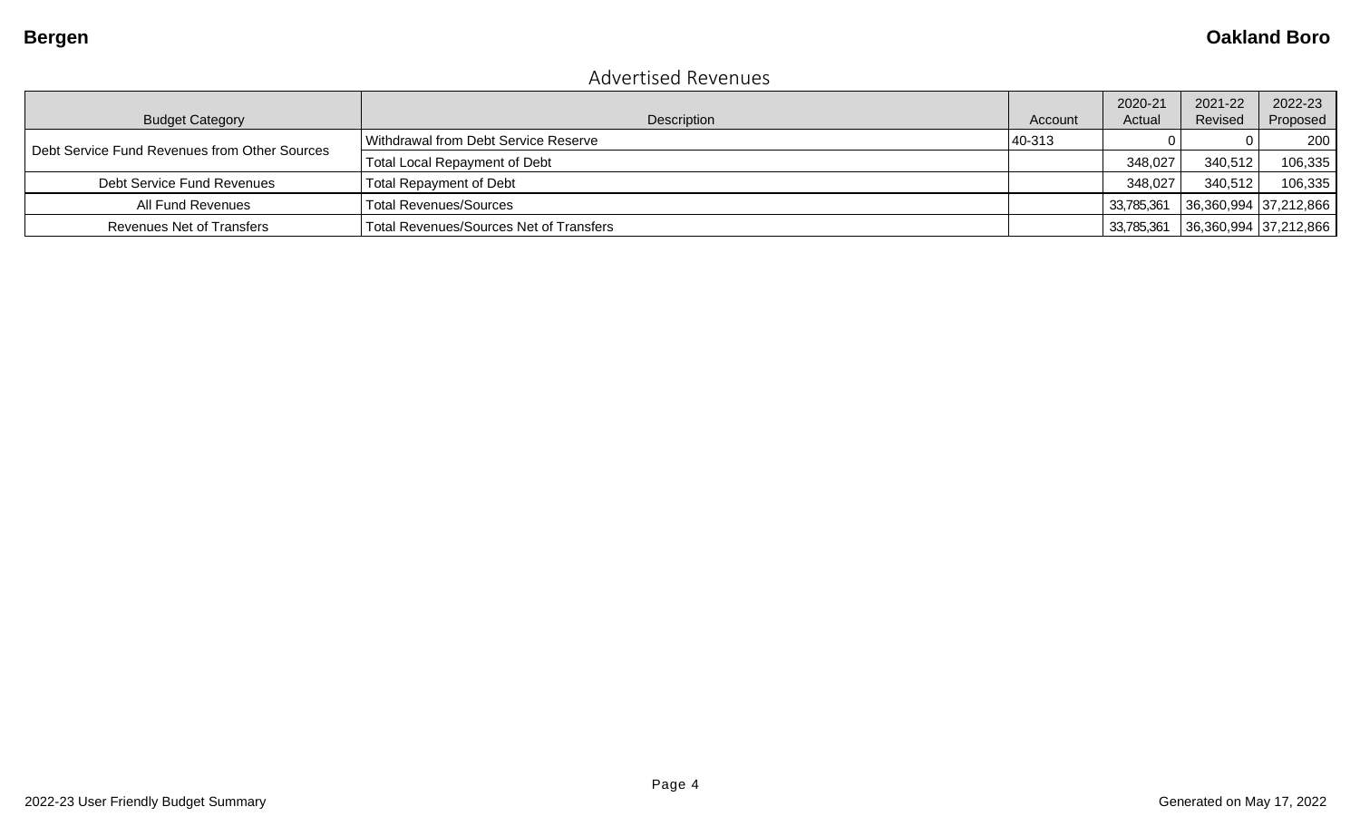## Advertised Revenues

| Budget Category | Description | Account | 2020-21 Actual | 2021-22 Revised | 2022-23 Proposed |
|---|---|---|---|---|---|
| Debt Service Fund Revenues from Other Sources | Withdrawal from Debt Service Reserve | 40-313 | 0 | 0 | 200 |
| | Total Local Repayment of Debt | | 348,027 | 340,512 | 106,335 |
| Debt Service Fund Revenues | Total Repayment of Debt | | 348,027 | 340,512 | 106,335 |
| All Fund Revenues | Total Revenues/Sources | | 33,785,361 | 36,360,994 | 37,212,866 |
| Revenues Net of Transfers | Total Revenues/Sources Net of Transfers | | 33,785,361 | 36,360,994 | 37,212,866 |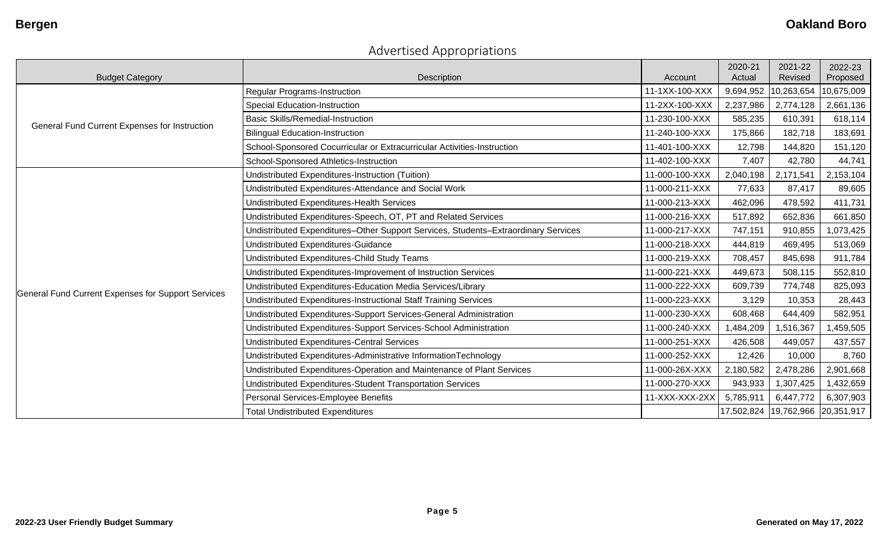## Advertised Appropriations

| Budget Category | Description | Account | 2020-21 Actual | 2021-22 Revised | 2022-23 Proposed |
|---|---|---|---|---|---|
| General Fund Current Expenses for Instruction | Regular Programs-Instruction | 11-1XX-100-XXX | 9,694,952 | 10,263,654 | 10,675,009 |
| | Special Education-Instruction | 11-2XX-100-XXX | 2,237,986 | 2,774,128 | 2,661,136 |
| | Basic Skills/Remedial-Instruction | 11-230-100-XXX | 585,235 | 610,391 | 618,114 |
| | Bilingual Education-Instruction | 11-240-100-XXX | 175,866 | 182,718 | 183,691 |
| | School-Sponsored Cocurricular or Extracurricular Activities-Instruction | 11-401-100-XXX | 12,798 | 144,820 | 151,120 |
| | School-Sponsored Athletics-Instruction | 11-402-100-XXX | 7,407 | 42,780 | 44,741 |
| General Fund Current Expenses for Support Services | Undistributed Expenditures-Instruction (Tuition) | 11-000-100-XXX | 2,040,198 | 2,171,541 | 2,153,104 |
| | Undistributed Expenditures-Attendance and Social Work | 11-000-211-XXX | 77,633 | 87,417 | 89,605 |
| | Undistributed Expenditures-Health Services | 11-000-213-XXX | 462,096 | 478,592 | 411,731 |
| | Undistributed Expenditures-Speech, OT, PT and Related Services | 11-000-216-XXX | 517,892 | 652,836 | 661,850 |
| | Undistributed Expenditures–Other Support Services, Students–Extraordinary Services | 11-000-217-XXX | 747,151 | 910,855 | 1,073,425 |
| | Undistributed Expenditures-Guidance | 11-000-218-XXX | 444,819 | 469,495 | 513,069 |
| | Undistributed Expenditures-Child Study Teams | 11-000-219-XXX | 708,457 | 845,698 | 911,784 |
| | Undistributed Expenditures-Improvement of Instruction Services | 11-000-221-XXX | 449,673 | 508,115 | 552,810 |
| | Undistributed Expenditures-Education Media Services/Library | 11-000-222-XXX | 609,739 | 774,748 | 825,093 |
| | Undistributed Expenditures-Instructional Staff Training Services | 11-000-223-XXX | 3,129 | 10,353 | 28,443 |
| | Undistributed Expenditures-Support Services-General Administration | 11-000-230-XXX | 608,468 | 644,409 | 582,951 |
| | Undistributed Expenditures-Support Services-School Administration | 11-000-240-XXX | 1,484,209 | 1,516,367 | 1,459,505 |
| | Undistributed Expenditures-Central Services | 11-000-251-XXX | 426,508 | 449,057 | 437,557 |
| | Undistributed Expenditures-Administrative InformationTechnology | 11-000-252-XXX | 12,426 | 10,000 | 8,760 |
| | Undistributed Expenditures-Operation and Maintenance of Plant Services | 11-000-26X-XXX | 2,180,582 | 2,478,286 | 2,901,668 |
| | Undistributed Expenditures-Student Transportation Services | 11-000-270-XXX | 943,933 | 1,307,425 | 1,432,659 |
| | Personal Services-Employee Benefits | 11-XXX-XXX-2XX | 5,785,911 | 6,447,772 | 6,307,903 |
| | Total Undistributed Expenditures | | 17,502,824 | 19,762,966 | 20,351,917 |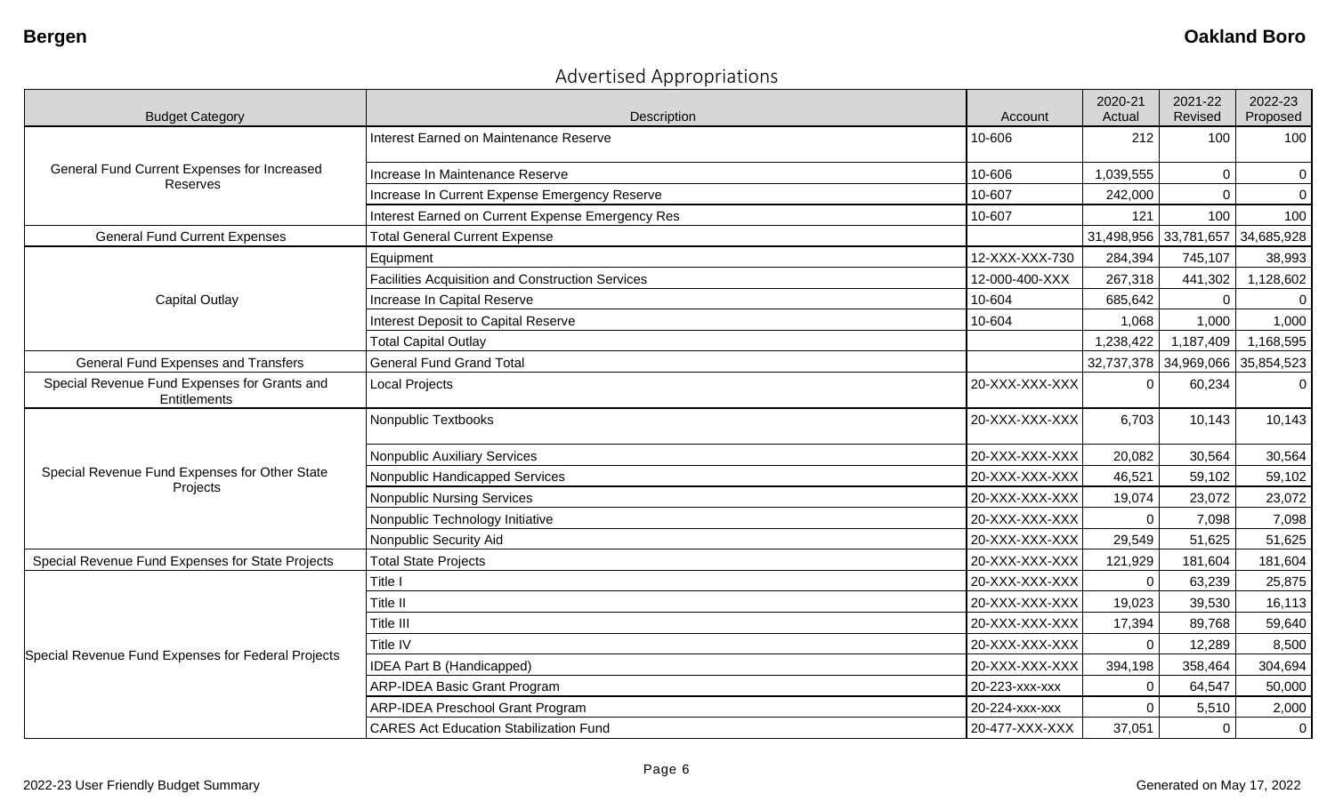**Bergen** **Oakland Boro**

## Advertised Appropriations

| Budget Category | Description | Account | 2020-21 Actual | 2021-22 Revised | 2022-23 Proposed |
|---|---|---|---|---|---|
| General Fund Current Expenses for Increased Reserves | Interest Earned on Maintenance Reserve | 10-606 | 212 | 100 | 100 |
| | Increase In Maintenance Reserve | 10-606 | 1,039,555 | 0 | 0 |
| | Increase In Current Expense Emergency Reserve | 10-607 | 242,000 | 0 | 0 |
| | Interest Earned on Current Expense Emergency Res | 10-607 | 121 | 100 | 100 |
| General Fund Current Expenses | Total General Current Expense | | 31,498,956 | 33,781,657 | 34,685,928 |
| Capital Outlay | Equipment | 12-XXX-XXX-730 | 284,394 | 745,107 | 38,993 |
| | Facilities Acquisition and Construction Services | 12-000-400-XXX | 267,318 | 441,302 | 1,128,602 |
| | Increase In Capital Reserve | 10-604 | 685,642 | 0 | 0 |
| | Interest Deposit to Capital Reserve | 10-604 | 1,068 | 1,000 | 1,000 |
| | Total Capital Outlay | | 1,238,422 | 1,187,409 | 1,168,595 |
| General Fund Expenses and Transfers | General Fund Grand Total | | 32,737,378 | 34,969,066 | 35,854,523 |
| Special Revenue Fund Expenses for Grants and Entitlements | Local Projects | 20-XXX-XXX-XXX | 0 | 60,234 | 0 |
| Special Revenue Fund Expenses for Other State Projects | Nonpublic Textbooks | 20-XXX-XXX-XXX | 6,703 | 10,143 | 10,143 |
| | Nonpublic Auxiliary Services | 20-XXX-XXX-XXX | 20,082 | 30,564 | 30,564 |
| | Nonpublic Handicapped Services | 20-XXX-XXX-XXX | 46,521 | 59,102 | 59,102 |
| | Nonpublic Nursing Services | 20-XXX-XXX-XXX | 19,074 | 23,072 | 23,072 |
| | Nonpublic Technology Initiative | 20-XXX-XXX-XXX | 0 | 7,098 | 7,098 |
| | Nonpublic Security Aid | 20-XXX-XXX-XXX | 29,549 | 51,625 | 51,625 |
| Special Revenue Fund Expenses for State Projects | Total State Projects | 20-XXX-XXX-XXX | 121,929 | 181,604 | 181,604 |
| Special Revenue Fund Expenses for Federal Projects | Title I | 20-XXX-XXX-XXX | 0 | 63,239 | 25,875 |
| | Title II | 20-XXX-XXX-XXX | 19,023 | 39,530 | 16,113 |
| | Title III | 20-XXX-XXX-XXX | 17,394 | 89,768 | 59,640 |
| | Title IV | 20-XXX-XXX-XXX | 0 | 12,289 | 8,500 |
| | IDEA Part B (Handicapped) | 20-XXX-XXX-XXX | 394,198 | 358,464 | 304,694 |
| | ARP-IDEA Basic Grant Program | 20-223-xxx-xxx | 0 | 64,547 | 50,000 |
| | ARP-IDEA Preschool Grant Program | 20-224-xxx-xxx | 0 | 5,510 | 2,000 |
| | CARES Act Education Stabilization Fund | 20-477-XXX-XXX | 37,051 | 0 | 0 |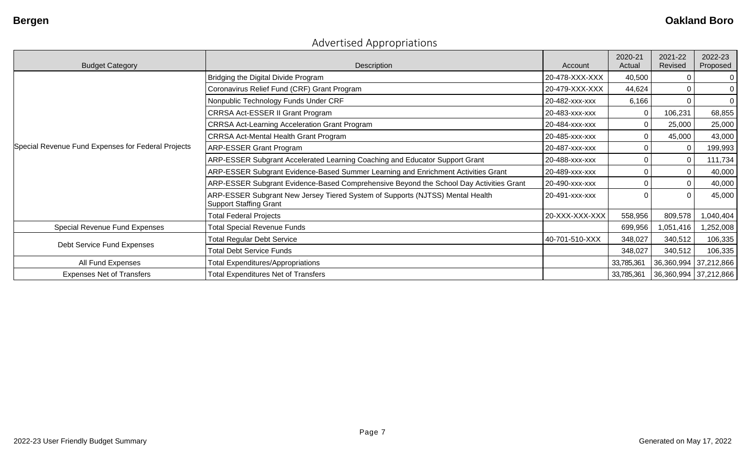## Advertised Appropriations

| Budget Category | Description | Account | 2020-21 Actual | 2021-22 Revised | 2022-23 Proposed |
|---|---|---|---|---|---|
| Special Revenue Fund Expenses for Federal Projects | Bridging the Digital Divide Program | 20-478-XXX-XXX | 40,500 | 0 | 0 |
| | Coronavirus Relief Fund (CRF) Grant Program | 20-479-XXX-XXX | 44,624 | 0 | 0 |
| | Nonpublic Technology Funds Under CRF | 20-482-xxx-xxx | 6,166 | 0 | 0 |
| | CRRSA Act-ESSER II Grant Program | 20-483-xxx-xxx | 0 | 106,231 | 68,855 |
| | CRRSA Act-Learning Acceleration Grant Program | 20-484-xxx-xxx | 0 | 25,000 | 25,000 |
| | CRRSA Act-Mental Health Grant Program | 20-485-xxx-xxx | 0 | 45,000 | 43,000 |
| | ARP-ESSER Grant Program | 20-487-xxx-xxx | 0 | 0 | 199,993 |
| | ARP-ESSER Subgrant Accelerated Learning Coaching and Educator Support Grant | 20-488-xxx-xxx | 0 | 0 | 111,734 |
| | ARP-ESSER Subgrant Evidence-Based Summer Learning and Enrichment Activities Grant | 20-489-xxx-xxx | 0 | 0 | 40,000 |
| | ARP-ESSER Subgrant Evidence-Based Comprehensive Beyond the School Day Activities Grant | 20-490-xxx-xxx | 0 | 0 | 40,000 |
| | ARP-ESSER Subgrant New Jersey Tiered System of Supports (NJTSS) Mental Health Support Staffing Grant | 20-491-xxx-xxx | 0 | 0 | 45,000 |
| | Total Federal Projects | 20-XXX-XXX-XXX | 558,956 | 809,578 | 1,040,404 |
| Special Revenue Fund Expenses | Total Special Revenue Funds | | 699,956 | 1,051,416 | 1,252,008 |
| Debt Service Fund Expenses | Total Regular Debt Service | 40-701-510-XXX | 348,027 | 340,512 | 106,335 |
| | Total Debt Service Funds | | 348,027 | 340,512 | 106,335 |
| All Fund Expenses | Total Expenditures/Appropriations | | 33,785,361 | 36,360,994 | 37,212,866 |
| Expenses Net of Transfers | Total Expenditures Net of Transfers | | 33,785,361 | 36,360,994 | 37,212,866 |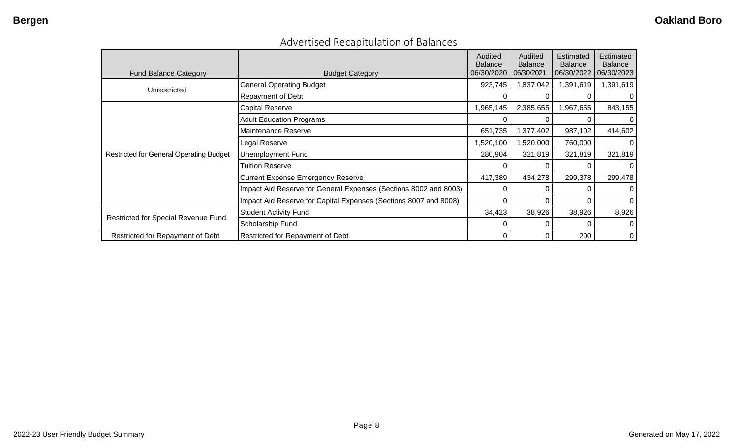## Advertised Recapitulation of Balances

| Fund Balance Category | Budget Category | Audited Balance 06/30/2020 | Audited Balance 06/30/2021 | Estimated Balance 06/30/2022 | Estimated Balance 06/30/2023 |
|---|---|---|---|---|---|
| Unrestricted | General Operating Budget | 923,745 | 1,837,042 | 1,391,619 | 1,391,619 |
| | Repayment of Debt | 0 | 0 | 0 | 0 |
| Restricted for General Operating Budget | Capital Reserve | 1,965,145 | 2,385,655 | 1,967,655 | 843,155 |
| | Adult Education Programs | 0 | 0 | 0 | 0 |
| | Maintenance Reserve | 651,735 | 1,377,402 | 987,102 | 414,602 |
| | Legal Reserve | 1,520,100 | 1,520,000 | 760,000 | 0 |
| | Unemployment Fund | 280,904 | 321,819 | 321,819 | 321,819 |
| | Tuition Reserve | 0 | 0 | 0 | 0 |
| | Current Expense Emergency Reserve | 417,389 | 434,278 | 299,378 | 299,478 |
| | Impact Aid Reserve for General Expenses (Sections 8002 and 8003) | 0 | 0 | 0 | 0 |
| | Impact Aid Reserve for Capital Expenses (Sections 8007 and 8008) | 0 | 0 | 0 | 0 |
| Restricted for Special Revenue Fund | Student Activity Fund | 34,423 | 38,926 | 38,926 | 8,926 |
| | Scholarship Fund | 0 | 0 | 0 | 0 |
| Restricted for Repayment of Debt | Restricted for Repayment of Debt | 0 | 0 | 200 | 0 |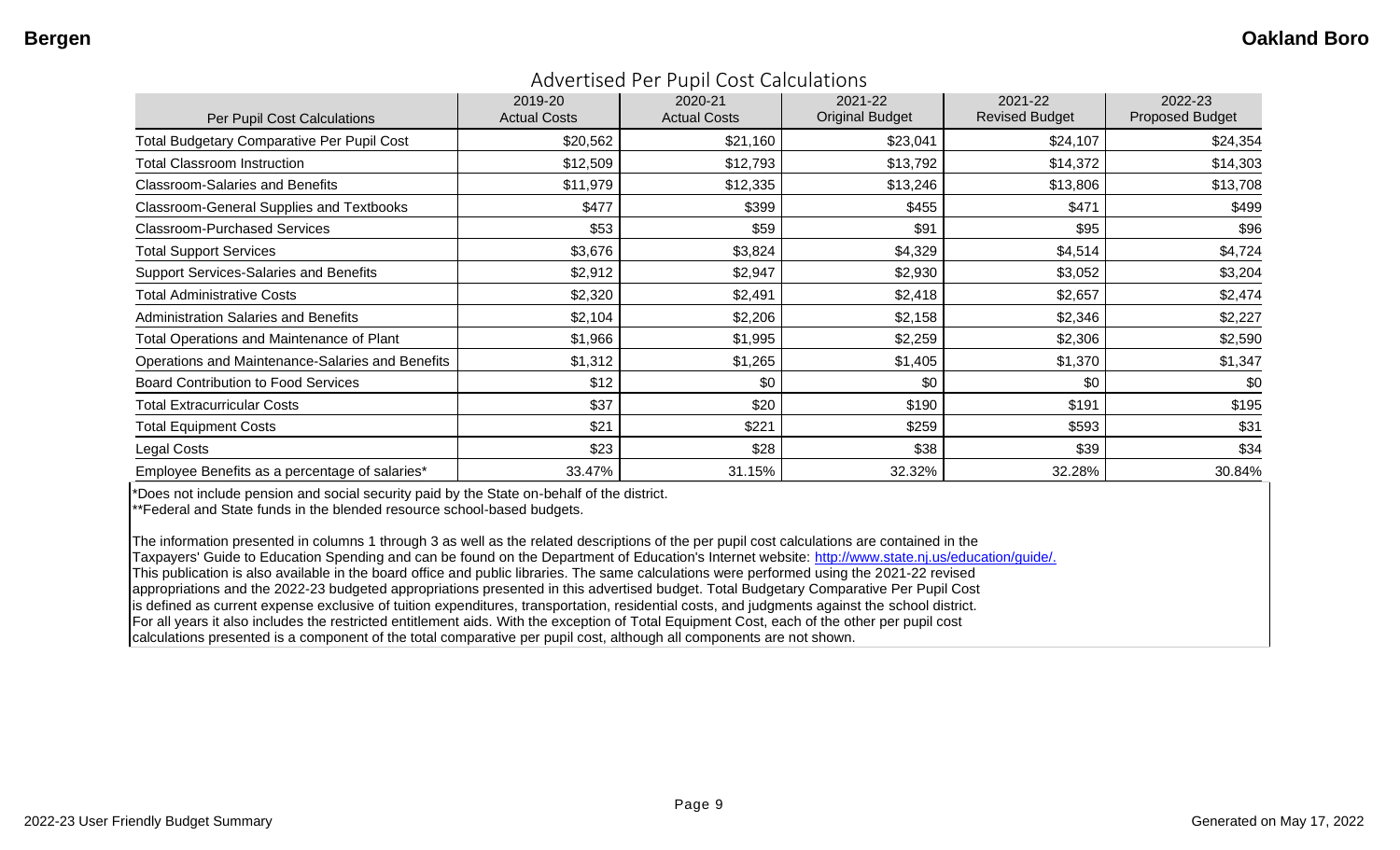Bergen

Oakland Boro

## Advertised Per Pupil Cost Calculations

| Per Pupil Cost Calculations | 2019-20 Actual Costs | 2020-21 Actual Costs | 2021-22 Original Budget | 2021-22 Revised Budget | 2022-23 Proposed Budget |
|---|---|---|---|---|---|
| Total Budgetary Comparative Per Pupil Cost | $20,562 | $21,160 | $23,041 | $24,107 | $24,354 |
| Total Classroom Instruction | $12,509 | $12,793 | $13,792 | $14,372 | $14,303 |
| Classroom-Salaries and Benefits | $11,979 | $12,335 | $13,246 | $13,806 | $13,708 |
| Classroom-General Supplies and Textbooks | $477 | $399 | $455 | $471 | $499 |
| Classroom-Purchased Services | $53 | $59 | $91 | $95 | $96 |
| Total Support Services | $3,676 | $3,824 | $4,329 | $4,514 | $4,724 |
| Support Services-Salaries and Benefits | $2,912 | $2,947 | $2,930 | $3,052 | $3,204 |
| Total Administrative Costs | $2,320 | $2,491 | $2,418 | $2,657 | $2,474 |
| Administration Salaries and Benefits | $2,104 | $2,206 | $2,158 | $2,346 | $2,227 |
| Total Operations and Maintenance of Plant | $1,966 | $1,995 | $2,259 | $2,306 | $2,590 |
| Operations and Maintenance-Salaries and Benefits | $1,312 | $1,265 | $1,405 | $1,370 | $1,347 |
| Board Contribution to Food Services | $12 | $0 | $0 | $0 | $0 |
| Total Extracurricular Costs | $37 | $20 | $190 | $191 | $195 |
| Total Equipment Costs | $21 | $221 | $259 | $593 | $31 |
| Legal Costs | $23 | $28 | $38 | $39 | $34 |
| Employee Benefits as a percentage of salaries* | 33.47% | 31.15% | 32.32% | 32.28% | 30.84% |

*Does not include pension and social security paid by the State on-behalf of the district.

**Federal and State funds in the blended resource school-based budgets.

The information presented in columns 1 through 3 as well as the related descriptions of the per pupil cost calculations are contained in the Taxpayers' Guide to Education Spending and can be found on the Department of Education's Internet website: http://www.state.nj.us/education/guide/. This publication is also available in the board office and public libraries. The same calculations were performed using the 2021-22 revised appropriations and the 2022-23 budgeted appropriations presented in this advertised budget. Total Budgetary Comparative Per Pupil Cost is defined as current expense exclusive of tuition expenditures, transportation, residential costs, and judgments against the school district. For all years it also includes the restricted entitlement aids. With the exception of Total Equipment Cost, each of the other per pupil cost calculations presented is a component of the total comparative per pupil cost, although all components are not shown.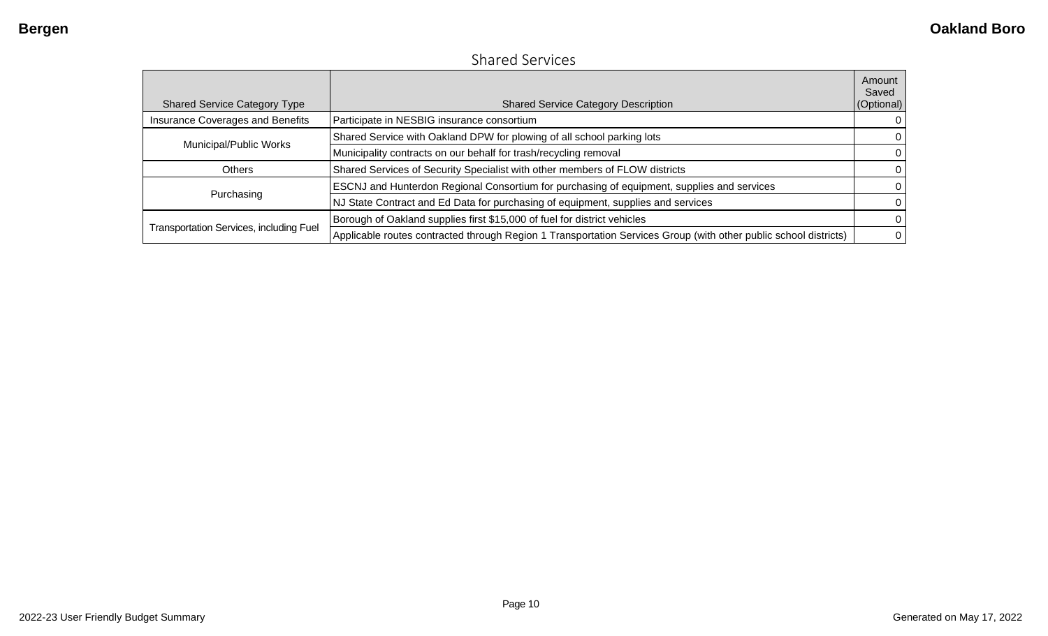## Shared Services

| Shared Service Category Type | Shared Service Category Description | Amount Saved (Optional) |
|---|---|---|
| Insurance Coverages and Benefits | Participate in NESBIG insurance consortium | 0 |
| Municipal/Public Works | Shared Service with Oakland DPW for plowing of all school parking lots | 0 |
| | Municipality contracts on our behalf for trash/recycling removal | 0 |
| Others | Shared Services of Security Specialist with other members of FLOW districts | 0 |
| Purchasing | ESCNJ and Hunterdon Regional Consortium for purchasing of equipment, supplies and services | 0 |
| | NJ State Contract and Ed Data for purchasing of equipment, supplies and services | 0 |
| Transportation Services, including Fuel | Borough of Oakland supplies first $15,000 of fuel for district vehicles | 0 |
| | Applicable routes contracted through Region 1 Transportation Services Group (with other public school districts) | 0 |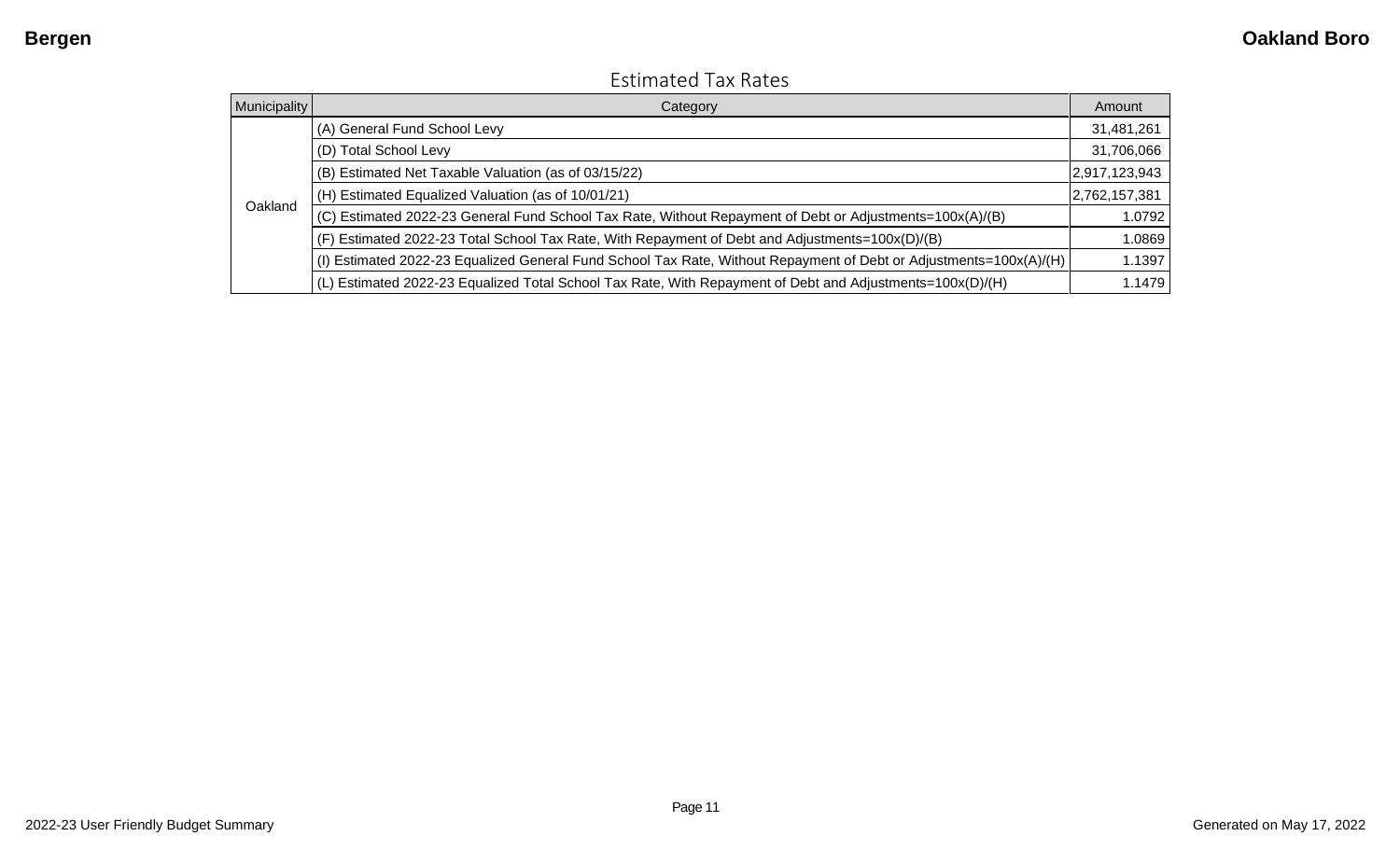## Estimated Tax Rates

| Municipality | Category | Amount |
|---|---|---|
| Oakland | (A) General Fund School Levy | 31,481,261 |
| | (D) Total School Levy | 31,706,066 |
| | (B) Estimated Net Taxable Valuation (as of 03/15/22) | 2,917,123,943 |
| | (H) Estimated Equalized Valuation (as of 10/01/21) | 2,762,157,381 |
| | (C) Estimated 2022-23 General Fund School Tax Rate, Without Repayment of Debt or Adjustments=100x(A)/(B) | 1.0792 |
| | (F) Estimated 2022-23 Total School Tax Rate, With Repayment of Debt and Adjustments=100x(D)/(B) | 1.0869 |
| | (I) Estimated 2022-23 Equalized General Fund School Tax Rate, Without Repayment of Debt or Adjustments=100x(A)/(H) | 1.1397 |
| | (L) Estimated 2022-23 Equalized Total School Tax Rate, With Repayment of Debt and Adjustments=100x(D)/(H) | 1.1479 |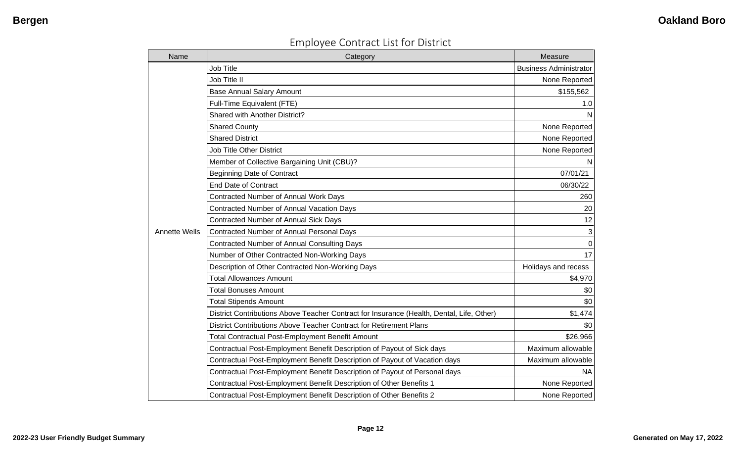## Employee Contract List for District

| Name | Category | Measure |
|---|---|---|
| Annette Wells | Job Title | Business Administrator |
| | Job Title II | None Reported |
| | Base Annual Salary Amount | $155,562 |
| | Full-Time Equivalent (FTE) | 1.0 |
| | Shared with Another District? | N |
| | Shared County | None Reported |
| | Shared District | None Reported |
| | Job Title Other District | None Reported |
| | Member of Collective Bargaining Unit (CBU)? | N |
| | Beginning Date of Contract | 07/01/21 |
| | End Date of Contract | 06/30/22 |
| | Contracted Number of Annual Work Days | 260 |
| | Contracted Number of Annual Vacation Days | 20 |
| | Contracted Number of Annual Sick Days | 12 |
| | Contracted Number of Annual Personal Days | 3 |
| | Contracted Number of Annual Consulting Days | 0 |
| | Number of Other Contracted Non-Working Days | 17 |
| | Description of Other Contracted Non-Working Days | Holidays and recess |
| | Total Allowances Amount | $4,970 |
| | Total Bonuses Amount | $0 |
| | Total Stipends Amount | $0 |
| | District Contributions Above Teacher Contract for Insurance (Health, Dental, Life, Other) | $1,474 |
| | District Contributions Above Teacher Contract for Retirement Plans | $0 |
| | Total Contractual Post-Employment Benefit Amount | $26,966 |
| | Contractual Post-Employment Benefit Description of Payout of Sick days | Maximum allowable |
| | Contractual Post-Employment Benefit Description of Payout of Vacation days | Maximum allowable |
| | Contractual Post-Employment Benefit Description of Payout of Personal days | NA |
| | Contractual Post-Employment Benefit Description of Other Benefits 1 | None Reported |
| | Contractual Post-Employment Benefit Description of Other Benefits 2 | None Reported |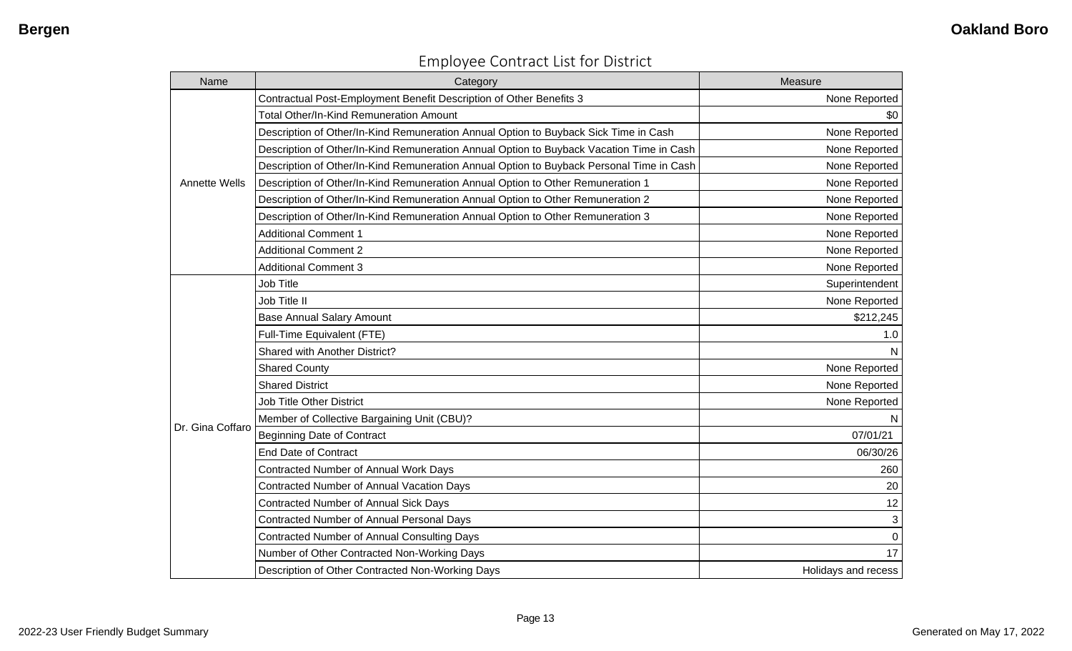## Employee Contract List for District

| Name | Category | Measure |
|---|---|---|
| Annette Wells | Contractual Post-Employment Benefit Description of Other Benefits 3 | None Reported |
| | Total Other/In-Kind Remuneration Amount | $0 |
| | Description of Other/In-Kind Remuneration Annual Option to Buyback Sick Time in Cash | None Reported |
| | Description of Other/In-Kind Remuneration Annual Option to Buyback Vacation Time in Cash | None Reported |
| | Description of Other/In-Kind Remuneration Annual Option to Buyback Personal Time in Cash | None Reported |
| | Description of Other/In-Kind Remuneration Annual Option to Other Remuneration 1 | None Reported |
| | Description of Other/In-Kind Remuneration Annual Option to Other Remuneration 2 | None Reported |
| | Description of Other/In-Kind Remuneration Annual Option to Other Remuneration 3 | None Reported |
| | Additional Comment 1 | None Reported |
| | Additional Comment 2 | None Reported |
| | Additional Comment 3 | None Reported |
| Dr. Gina Coffaro | Job Title | Superintendent |
| | Job Title II | None Reported |
| | Base Annual Salary Amount | $212,245 |
| | Full-Time Equivalent (FTE) | 1.0 |
| | Shared with Another District? | N |
| | Shared County | None Reported |
| | Shared District | None Reported |
| | Job Title Other District | None Reported |
| | Member of Collective Bargaining Unit (CBU)? | N |
| | Beginning Date of Contract | 07/01/21 |
| | End Date of Contract | 06/30/26 |
| | Contracted Number of Annual Work Days | 260 |
| | Contracted Number of Annual Vacation Days | 20 |
| | Contracted Number of Annual Sick Days | 12 |
| | Contracted Number of Annual Personal Days | 3 |
| | Contracted Number of Annual Consulting Days | 0 |
| | Number of Other Contracted Non-Working Days | 17 |
| | Description of Other Contracted Non-Working Days | Holidays and recess |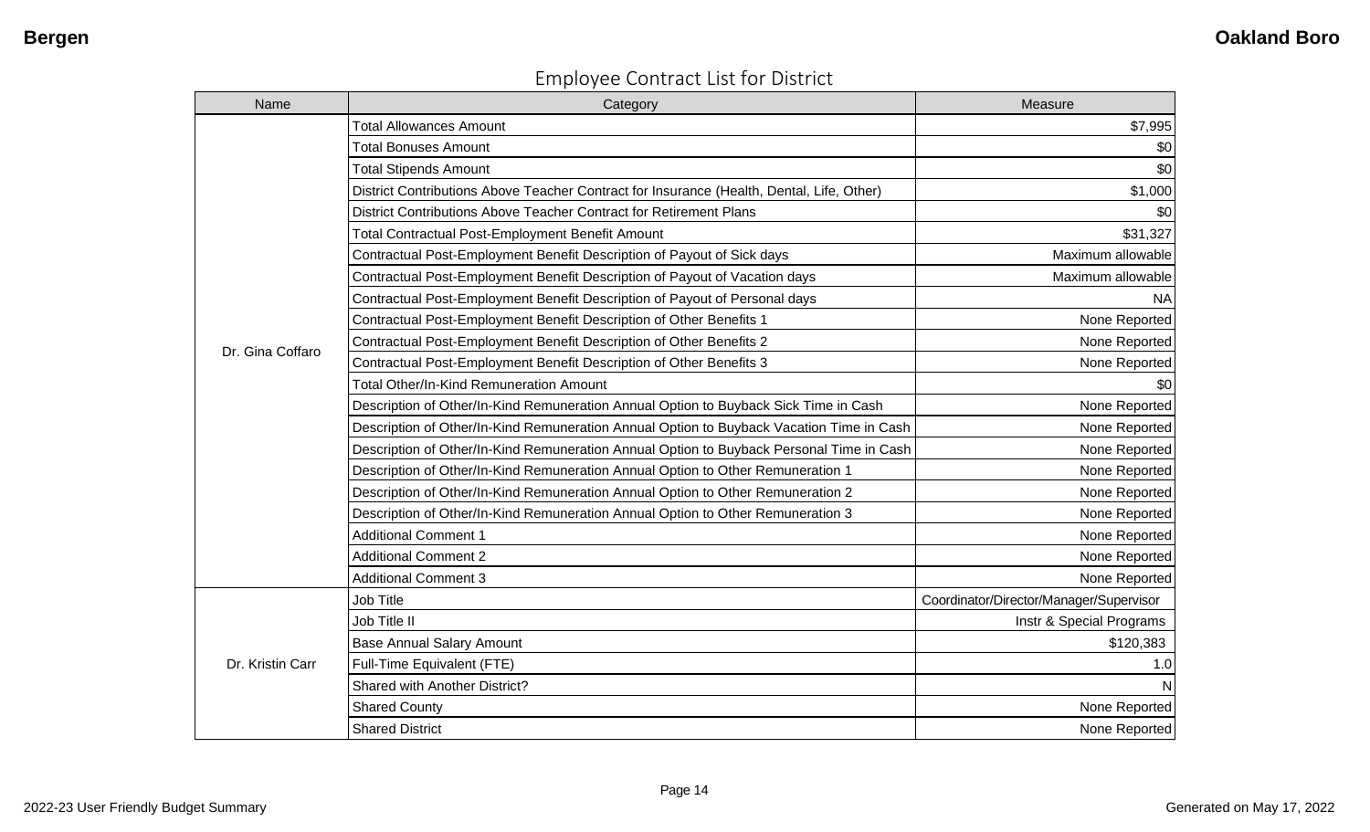## Employee Contract List for District

| Name | Category | Measure |
|---|---|---|
| Dr. Gina Coffaro | Total Allowances Amount | $7,995 |
| | Total Bonuses Amount | $0 |
| | Total Stipends Amount | $0 |
| | District Contributions Above Teacher Contract for Insurance (Health, Dental, Life, Other) | $1,000 |
| | District Contributions Above Teacher Contract for Retirement Plans | $0 |
| | Total Contractual Post-Employment Benefit Amount | $31,327 |
| | Contractual Post-Employment Benefit Description of Payout of Sick days | Maximum allowable |
| | Contractual Post-Employment Benefit Description of Payout of Vacation days | Maximum allowable |
| | Contractual Post-Employment Benefit Description of Payout of Personal days | NA |
| | Contractual Post-Employment Benefit Description of Other Benefits 1 | None Reported |
| | Contractual Post-Employment Benefit Description of Other Benefits 2 | None Reported |
| | Contractual Post-Employment Benefit Description of Other Benefits 3 | None Reported |
| | Total Other/In-Kind Remuneration Amount | $0 |
| | Description of Other/In-Kind Remuneration Annual Option to Buyback Sick Time in Cash | None Reported |
| | Description of Other/In-Kind Remuneration Annual Option to Buyback Vacation Time in Cash | None Reported |
| | Description of Other/In-Kind Remuneration Annual Option to Buyback Personal Time in Cash | None Reported |
| | Description of Other/In-Kind Remuneration Annual Option to Other Remuneration 1 | None Reported |
| | Description of Other/In-Kind Remuneration Annual Option to Other Remuneration 2 | None Reported |
| | Description of Other/In-Kind Remuneration Annual Option to Other Remuneration 3 | None Reported |
| | Additional Comment 1 | None Reported |
| | Additional Comment 2 | None Reported |
| | Additional Comment 3 | None Reported |
| Dr. Kristin Carr | Job Title | Coordinator/Director/Manager/Supervisor |
| | Job Title II | Instr & Special Programs |
| | Base Annual Salary Amount | $120,383 |
| | Full-Time Equivalent (FTE) | 1.0 |
| | Shared with Another District? | N |
| | Shared County | None Reported |
| | Shared District | None Reported |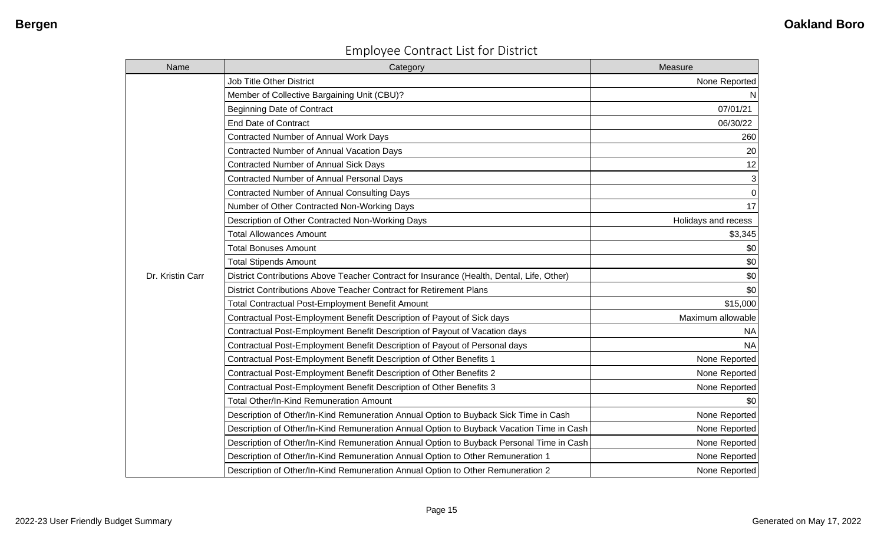## Employee Contract List for District

| Name | Category | Measure |
|---|---|---|
| Dr. Kristin Carr | Job Title Other District | None Reported |
| | Member of Collective Bargaining Unit (CBU)? | N |
| | Beginning Date of Contract | 07/01/21 |
| | End Date of Contract | 06/30/22 |
| | Contracted Number of Annual Work Days | 260 |
| | Contracted Number of Annual Vacation Days | 20 |
| | Contracted Number of Annual Sick Days | 12 |
| | Contracted Number of Annual Personal Days | 3 |
| | Contracted Number of Annual Consulting Days | 0 |
| | Number of Other Contracted Non-Working Days | 17 |
| | Description of Other Contracted Non-Working Days | Holidays and recess |
| | Total Allowances Amount | $3,345 |
| | Total Bonuses Amount | $0 |
| | Total Stipends Amount | $0 |
| | District Contributions Above Teacher Contract for Insurance (Health, Dental, Life, Other) | $0 |
| | District Contributions Above Teacher Contract for Retirement Plans | $0 |
| | Total Contractual Post-Employment Benefit Amount | $15,000 |
| | Contractual Post-Employment Benefit Description of Payout of Sick days | Maximum allowable |
| | Contractual Post-Employment Benefit Description of Payout of Vacation days | NA |
| | Contractual Post-Employment Benefit Description of Payout of Personal days | NA |
| | Contractual Post-Employment Benefit Description of Other Benefits 1 | None Reported |
| | Contractual Post-Employment Benefit Description of Other Benefits 2 | None Reported |
| | Contractual Post-Employment Benefit Description of Other Benefits 3 | None Reported |
| | Total Other/In-Kind Remuneration Amount | $0 |
| | Description of Other/In-Kind Remuneration Annual Option to Buyback Sick Time in Cash | None Reported |
| | Description of Other/In-Kind Remuneration Annual Option to Buyback Vacation Time in Cash | None Reported |
| | Description of Other/In-Kind Remuneration Annual Option to Buyback Personal Time in Cash | None Reported |
| | Description of Other/In-Kind Remuneration Annual Option to Other Remuneration 1 | None Reported |
| | Description of Other/In-Kind Remuneration Annual Option to Other Remuneration 2 | None Reported |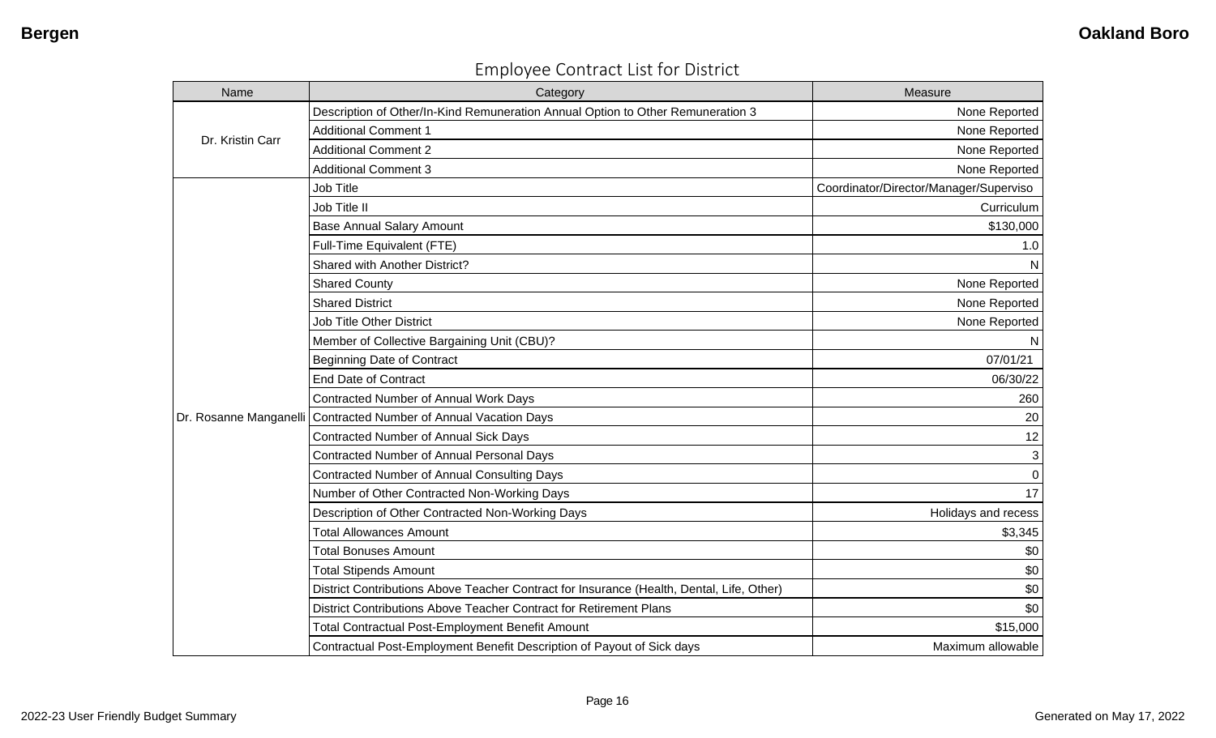Bergen

Oakland Boro

## Employee Contract List for District

| Name | Category | Measure |
| --- | --- | --- |
| Dr. Kristin Carr | Description of Other/In-Kind Remuneration Annual Option to Other Remuneration 3 | None Reported |
| | Additional Comment 1 | None Reported |
| | Additional Comment 2 | None Reported |
| | Additional Comment 3 | None Reported |
| Dr. Rosanne Manganelli | Job Title | Coordinator/Director/Manager/Superviso |
| | Job Title II | Curriculum |
| | Base Annual Salary Amount | $130,000 |
| | Full-Time Equivalent (FTE) | 1.0 |
| | Shared with Another District? | N |
| | Shared County | None Reported |
| | Shared District | None Reported |
| | Job Title Other District | None Reported |
| | Member of Collective Bargaining Unit (CBU)? | N |
| | Beginning Date of Contract | 07/01/21 |
| | End Date of Contract | 06/30/22 |
| | Contracted Number of Annual Work Days | 260 |
| | Contracted Number of Annual Vacation Days | 20 |
| | Contracted Number of Annual Sick Days | 12 |
| | Contracted Number of Annual Personal Days | 3 |
| | Contracted Number of Annual Consulting Days | 0 |
| | Number of Other Contracted Non-Working Days | 17 |
| | Description of Other Contracted Non-Working Days | Holidays and recess |
| | Total Allowances Amount | $3,345 |
| | Total Bonuses Amount | $0 |
| | Total Stipends Amount | $0 |
| | District Contributions Above Teacher Contract for Insurance (Health, Dental, Life, Other) | $0 |
| | District Contributions Above Teacher Contract for Retirement Plans | $0 |
| | Total Contractual Post-Employment Benefit Amount | $15,000 |
| | Contractual Post-Employment Benefit Description of Payout of Sick days | Maximum allowable |

2022-23 User Friendly Budget Summary

Generated on May 17, 2022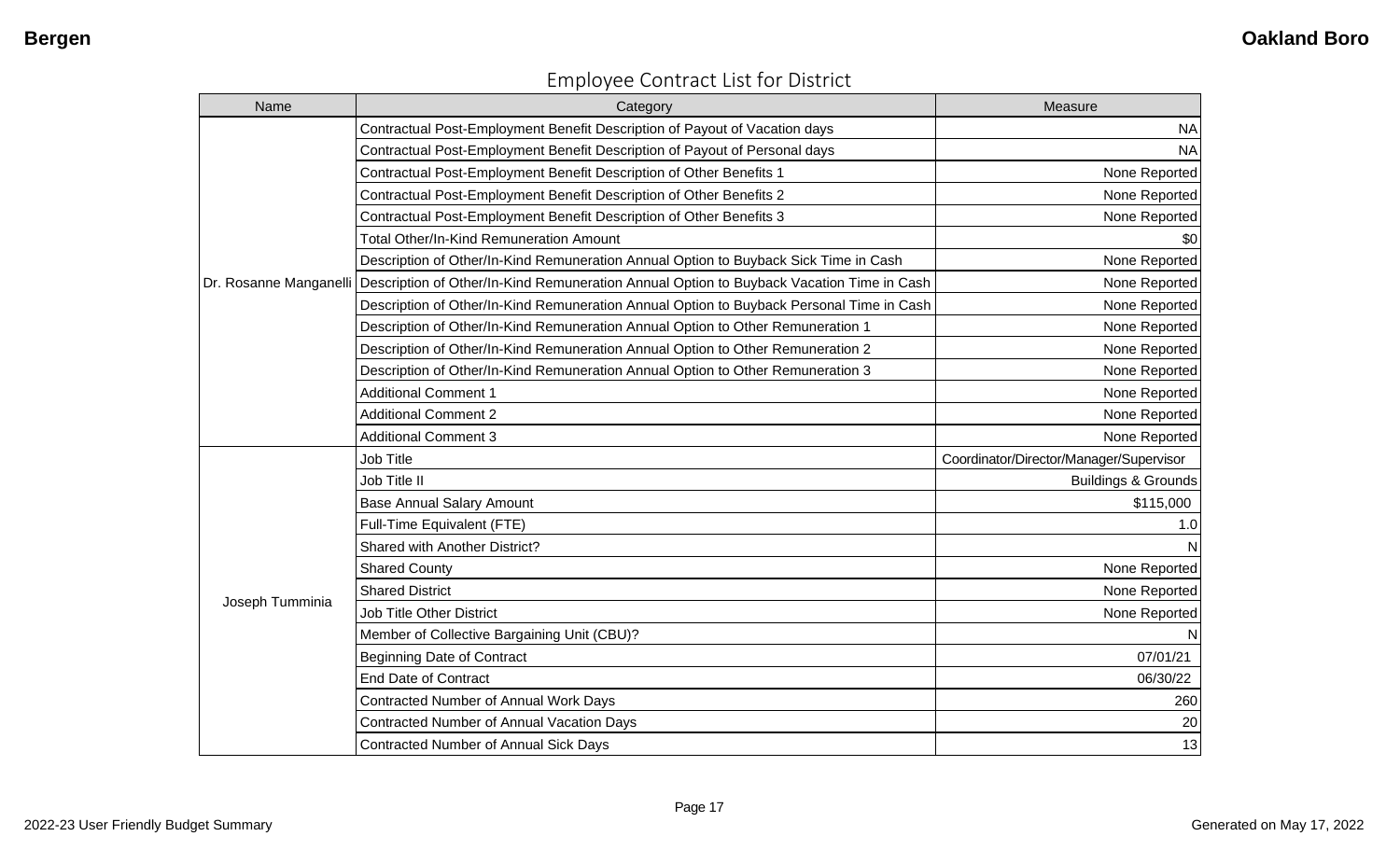# Employee Contract List for District

| Name | Category | Measure |
|---|---|---|
| Dr. Rosanne Manganelli | Contractual Post-Employment Benefit Description of Payout of Vacation days | NA |
| | Contractual Post-Employment Benefit Description of Payout of Personal days | NA |
| | Contractual Post-Employment Benefit Description of Other Benefits 1 | None Reported |
| | Contractual Post-Employment Benefit Description of Other Benefits 2 | None Reported |
| | Contractual Post-Employment Benefit Description of Other Benefits 3 | None Reported |
| | Total Other/In-Kind Remuneration Amount | $0 |
| | Description of Other/In-Kind Remuneration Annual Option to Buyback Sick Time in Cash | None Reported |
| | Description of Other/In-Kind Remuneration Annual Option to Buyback Vacation Time in Cash | None Reported |
| | Description of Other/In-Kind Remuneration Annual Option to Buyback Personal Time in Cash | None Reported |
| | Description of Other/In-Kind Remuneration Annual Option to Other Remuneration 1 | None Reported |
| | Description of Other/In-Kind Remuneration Annual Option to Other Remuneration 2 | None Reported |
| | Description of Other/In-Kind Remuneration Annual Option to Other Remuneration 3 | None Reported |
| | Additional Comment 1 | None Reported |
| | Additional Comment 2 | None Reported |
| | Additional Comment 3 | None Reported |
| Joseph Tumminia | Job Title | Coordinator/Director/Manager/Supervisor |
| | Job Title II | Buildings & Grounds |
| | Base Annual Salary Amount | $115,000 |
| | Full-Time Equivalent (FTE) | 1.0 |
| | Shared with Another District? | N |
| | Shared County | None Reported |
| | Shared District | None Reported |
| | Job Title Other District | None Reported |
| | Member of Collective Bargaining Unit (CBU)? | N |
| | Beginning Date of Contract | 07/01/21 |
| | End Date of Contract | 06/30/22 |
| | Contracted Number of Annual Work Days | 260 |
| | Contracted Number of Annual Vacation Days | 20 |
| | Contracted Number of Annual Sick Days | 13 |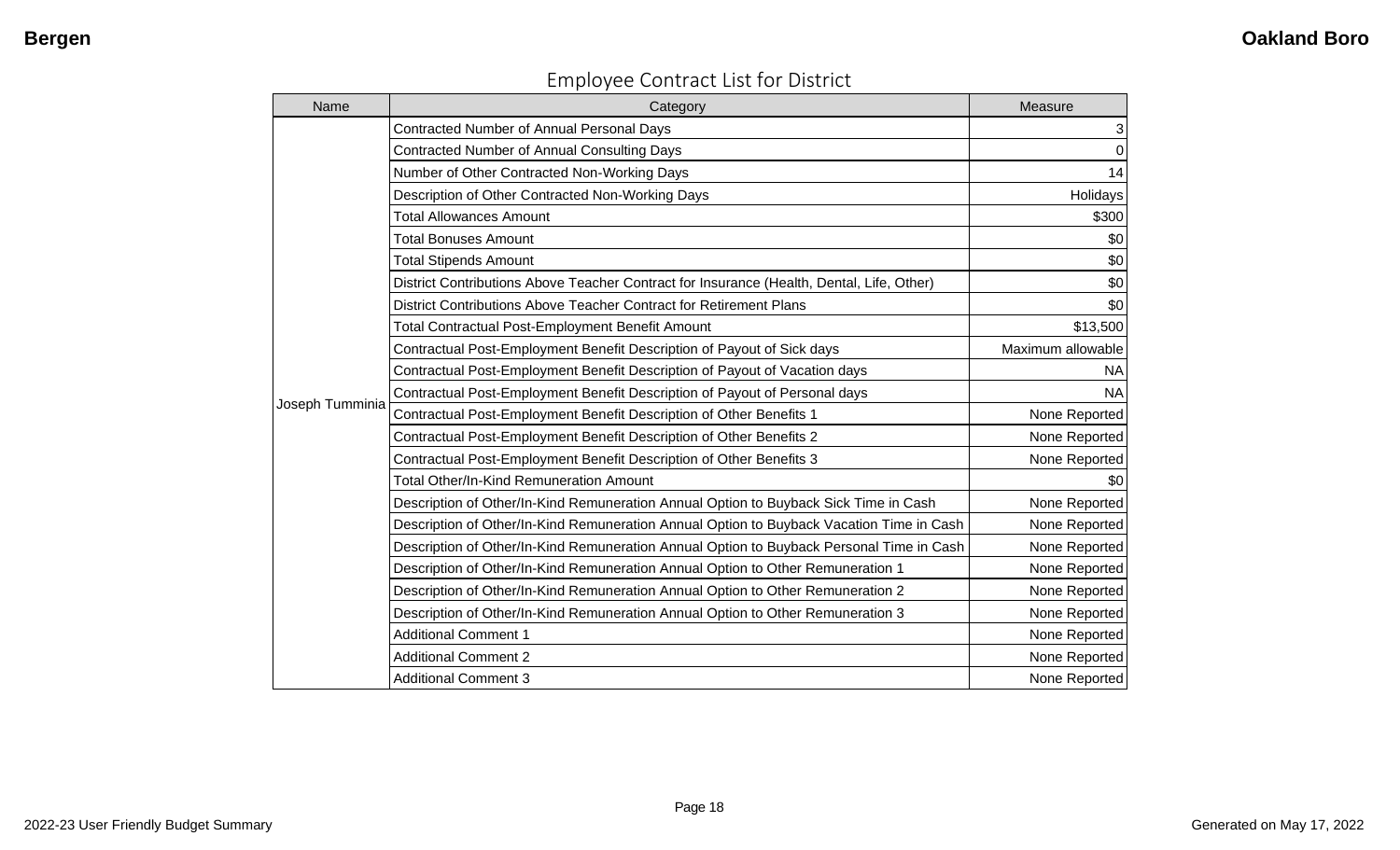# Employee Contract List for District

| Name | Category | Measure |
|---|---|---|
| Joseph Tumminia | Contracted Number of Annual Personal Days | 3 |
| | Contracted Number of Annual Consulting Days | 0 |
| | Number of Other Contracted Non-Working Days | 14 |
| | Description of Other Contracted Non-Working Days | Holidays |
| | Total Allowances Amount | $300 |
| | Total Bonuses Amount | $0 |
| | Total Stipends Amount | $0 |
| | District Contributions Above Teacher Contract for Insurance (Health, Dental, Life, Other) | $0 |
| | District Contributions Above Teacher Contract for Retirement Plans | $0 |
| | Total Contractual Post-Employment Benefit Amount | $13,500 |
| | Contractual Post-Employment Benefit Description of Payout of Sick days | Maximum allowable |
| | Contractual Post-Employment Benefit Description of Payout of Vacation days | NA |
| | Contractual Post-Employment Benefit Description of Payout of Personal days | NA |
| | Contractual Post-Employment Benefit Description of Other Benefits 1 | None Reported |
| | Contractual Post-Employment Benefit Description of Other Benefits 2 | None Reported |
| | Contractual Post-Employment Benefit Description of Other Benefits 3 | None Reported |
| | Total Other/In-Kind Remuneration Amount | $0 |
| | Description of Other/In-Kind Remuneration Annual Option to Buyback Sick Time in Cash | None Reported |
| | Description of Other/In-Kind Remuneration Annual Option to Buyback Vacation Time in Cash | None Reported |
| | Description of Other/In-Kind Remuneration Annual Option to Buyback Personal Time in Cash | None Reported |
| | Description of Other/In-Kind Remuneration Annual Option to Other Remuneration 1 | None Reported |
| | Description of Other/In-Kind Remuneration Annual Option to Other Remuneration 2 | None Reported |
| | Description of Other/In-Kind Remuneration Annual Option to Other Remuneration 3 | None Reported |
| | Additional Comment 1 | None Reported |
| | Additional Comment 2 | None Reported |
| | Additional Comment 3 | None Reported |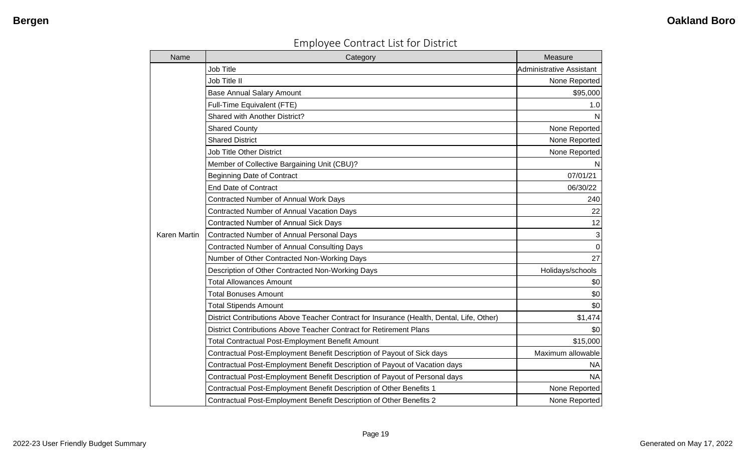# Employee Contract List for District

| Name | Category | Measure |
|---|---|---|
| Karen Martin | Job Title | Administrative Assistant |
| | Job Title II | None Reported |
| | Base Annual Salary Amount | $95,000 |
| | Full-Time Equivalent (FTE) | 1.0 |
| | Shared with Another District? | N |
| | Shared County | None Reported |
| | Shared District | None Reported |
| | Job Title Other District | None Reported |
| | Member of Collective Bargaining Unit (CBU)? | N |
| | Beginning Date of Contract | 07/01/21 |
| | End Date of Contract | 06/30/22 |
| | Contracted Number of Annual Work Days | 240 |
| | Contracted Number of Annual Vacation Days | 22 |
| | Contracted Number of Annual Sick Days | 12 |
| | Contracted Number of Annual Personal Days | 3 |
| | Contracted Number of Annual Consulting Days | 0 |
| | Number of Other Contracted Non-Working Days | 27 |
| | Description of Other Contracted Non-Working Days | Holidays/schools |
| | Total Allowances Amount | $0 |
| | Total Bonuses Amount | $0 |
| | Total Stipends Amount | $0 |
| | District Contributions Above Teacher Contract for Insurance (Health, Dental, Life, Other) | $1,474 |
| | District Contributions Above Teacher Contract for Retirement Plans | $0 |
| | Total Contractual Post-Employment Benefit Amount | $15,000 |
| | Contractual Post-Employment Benefit Description of Payout of Sick days | Maximum allowable |
| | Contractual Post-Employment Benefit Description of Payout of Vacation days | NA |
| | Contractual Post-Employment Benefit Description of Payout of Personal days | NA |
| | Contractual Post-Employment Benefit Description of Other Benefits 1 | None Reported |
| | Contractual Post-Employment Benefit Description of Other Benefits 2 | None Reported |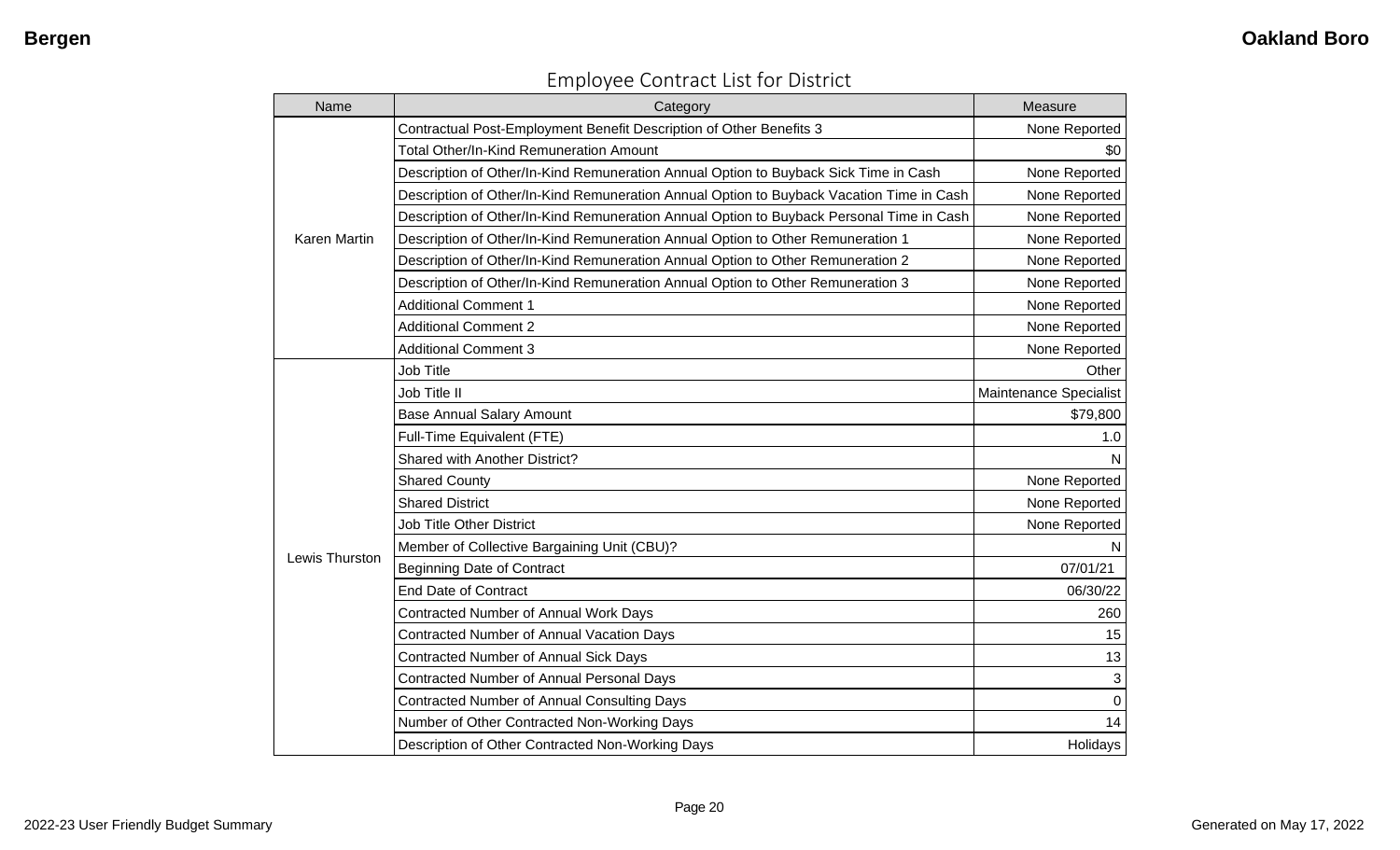## Employee Contract List for District

| Name | Category | Measure |
|---|---|---|
| Karen Martin | Contractual Post-Employment Benefit Description of Other Benefits 3 | None Reported |
| | Total Other/In-Kind Remuneration Amount | $0 |
| | Description of Other/In-Kind Remuneration Annual Option to Buyback Sick Time in Cash | None Reported |
| | Description of Other/In-Kind Remuneration Annual Option to Buyback Vacation Time in Cash | None Reported |
| | Description of Other/In-Kind Remuneration Annual Option to Buyback Personal Time in Cash | None Reported |
| | Description of Other/In-Kind Remuneration Annual Option to Other Remuneration 1 | None Reported |
| | Description of Other/In-Kind Remuneration Annual Option to Other Remuneration 2 | None Reported |
| | Description of Other/In-Kind Remuneration Annual Option to Other Remuneration 3 | None Reported |
| | Additional Comment 1 | None Reported |
| | Additional Comment 2 | None Reported |
| | Additional Comment 3 | None Reported |
| Lewis Thurston | Job Title | Other |
| | Job Title II | Maintenance Specialist |
| | Base Annual Salary Amount | $79,800 |
| | Full-Time Equivalent (FTE) | 1.0 |
| | Shared with Another District? | N |
| | Shared County | None Reported |
| | Shared District | None Reported |
| | Job Title Other District | None Reported |
| | Member of Collective Bargaining Unit (CBU)? | N |
| | Beginning Date of Contract | 07/01/21 |
| | End Date of Contract | 06/30/22 |
| | Contracted Number of Annual Work Days | 260 |
| | Contracted Number of Annual Vacation Days | 15 |
| | Contracted Number of Annual Sick Days | 13 |
| | Contracted Number of Annual Personal Days | 3 |
| | Contracted Number of Annual Consulting Days | 0 |
| | Number of Other Contracted Non-Working Days | 14 |
| | Description of Other Contracted Non-Working Days | Holidays |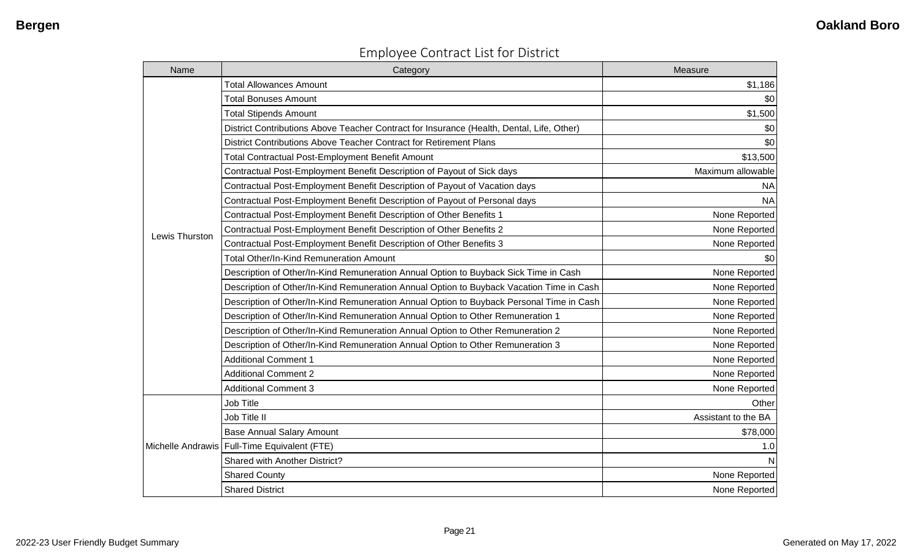## Employee Contract List for District

| Name | Category | Measure |
|---|---|---|
| Lewis Thurston | Total Allowances Amount | $1,186 |
| | Total Bonuses Amount | $0 |
| | Total Stipends Amount | $1,500 |
| | District Contributions Above Teacher Contract for Insurance (Health, Dental, Life, Other) | $0 |
| | District Contributions Above Teacher Contract for Retirement Plans | $0 |
| | Total Contractual Post-Employment Benefit Amount | $13,500 |
| | Contractual Post-Employment Benefit Description of Payout of Sick days | Maximum allowable |
| | Contractual Post-Employment Benefit Description of Payout of Vacation days | NA |
| | Contractual Post-Employment Benefit Description of Payout of Personal days | NA |
| | Contractual Post-Employment Benefit Description of Other Benefits 1 | None Reported |
| | Contractual Post-Employment Benefit Description of Other Benefits 2 | None Reported |
| | Contractual Post-Employment Benefit Description of Other Benefits 3 | None Reported |
| | Total Other/In-Kind Remuneration Amount | $0 |
| | Description of Other/In-Kind Remuneration Annual Option to Buyback Sick Time in Cash | None Reported |
| | Description of Other/In-Kind Remuneration Annual Option to Buyback Vacation Time in Cash | None Reported |
| | Description of Other/In-Kind Remuneration Annual Option to Buyback Personal Time in Cash | None Reported |
| | Description of Other/In-Kind Remuneration Annual Option to Other Remuneration 1 | None Reported |
| | Description of Other/In-Kind Remuneration Annual Option to Other Remuneration 2 | None Reported |
| | Description of Other/In-Kind Remuneration Annual Option to Other Remuneration 3 | None Reported |
| | Additional Comment 1 | None Reported |
| | Additional Comment 2 | None Reported |
| | Additional Comment 3 | None Reported |
| Michelle Andrawis | Job Title | Other |
| | Job Title II | Assistant to the BA |
| | Base Annual Salary Amount | $78,000 |
| | Full-Time Equivalent (FTE) | 1.0 |
| | Shared with Another District? | N |
| | Shared County | None Reported |
| | Shared District | None Reported |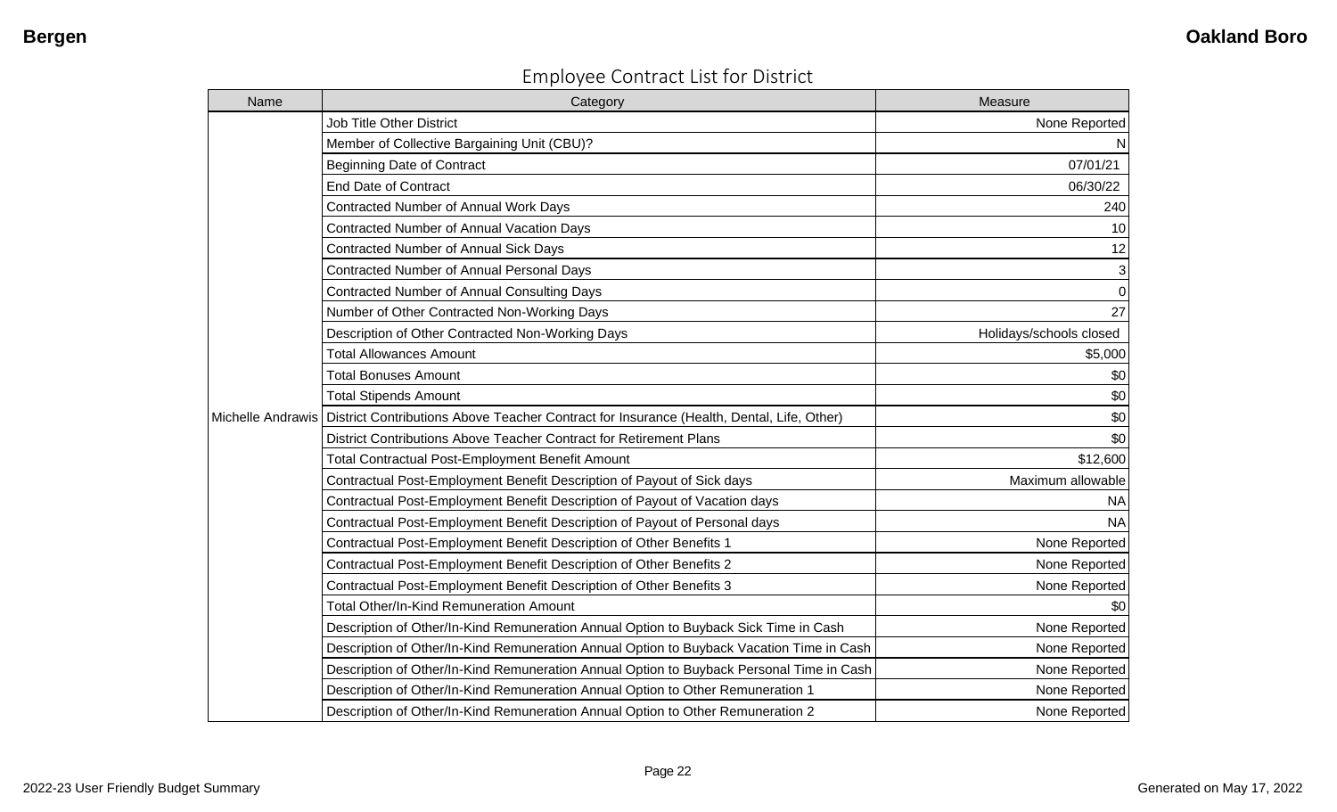# Employee Contract List for District

| Name | Category | Measure |
| --- | --- | --- |
| Michelle Andrawis | Job Title Other District | None Reported |
| | Member of Collective Bargaining Unit (CBU)? | N |
| | Beginning Date of Contract | 07/01/21 |
| | End Date of Contract | 06/30/22 |
| | Contracted Number of Annual Work Days | 240 |
| | Contracted Number of Annual Vacation Days | 10 |
| | Contracted Number of Annual Sick Days | 12 |
| | Contracted Number of Annual Personal Days | 3 |
| | Contracted Number of Annual Consulting Days | 0 |
| | Number of Other Contracted Non-Working Days | 27 |
| | Description of Other Contracted Non-Working Days | Holidays/schools closed |
| | Total Allowances Amount | $5,000 |
| | Total Bonuses Amount | $0 |
| | Total Stipends Amount | $0 |
| | District Contributions Above Teacher Contract for Insurance (Health, Dental, Life, Other) | $0 |
| | District Contributions Above Teacher Contract for Retirement Plans | $0 |
| | Total Contractual Post-Employment Benefit Amount | $12,600 |
| | Contractual Post-Employment Benefit Description of Payout of Sick days | Maximum allowable |
| | Contractual Post-Employment Benefit Description of Payout of Vacation days | NA |
| | Contractual Post-Employment Benefit Description of Payout of Personal days | NA |
| | Contractual Post-Employment Benefit Description of Other Benefits 1 | None Reported |
| | Contractual Post-Employment Benefit Description of Other Benefits 2 | None Reported |
| | Contractual Post-Employment Benefit Description of Other Benefits 3 | None Reported |
| | Total Other/In-Kind Remuneration Amount | $0 |
| | Description of Other/In-Kind Remuneration Annual Option to Buyback Sick Time in Cash | None Reported |
| | Description of Other/In-Kind Remuneration Annual Option to Buyback Vacation Time in Cash | None Reported |
| | Description of Other/In-Kind Remuneration Annual Option to Buyback Personal Time in Cash | None Reported |
| | Description of Other/In-Kind Remuneration Annual Option to Other Remuneration 1 | None Reported |
| | Description of Other/In-Kind Remuneration Annual Option to Other Remuneration 2 | None Reported |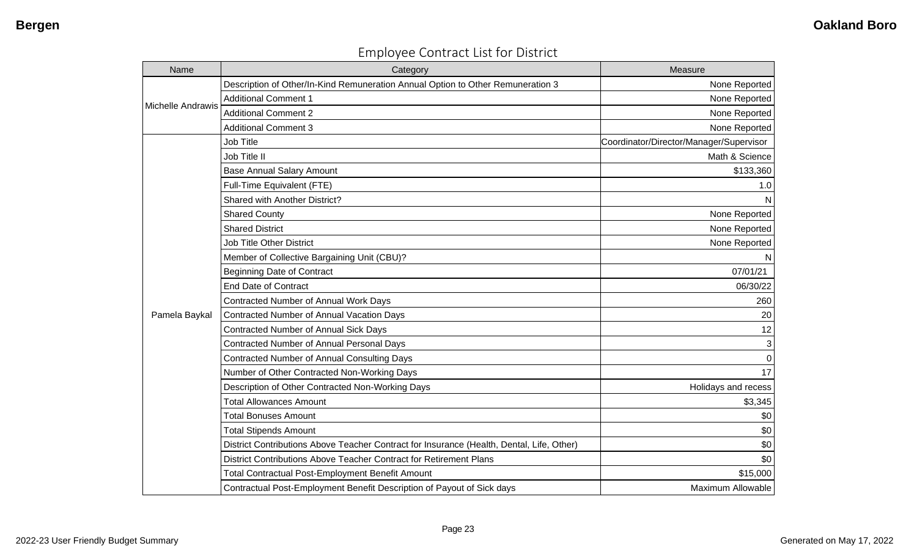## Employee Contract List for District

| Name | Category | Measure |
|---|---|---|
| Michelle Andrawis | Description of Other/In-Kind Remuneration Annual Option to Other Remuneration 3 | None Reported |
| | Additional Comment 1 | None Reported |
| | Additional Comment 2 | None Reported |
| | Additional Comment 3 | None Reported |
| Pamela Baykal | Job Title | Coordinator/Director/Manager/Supervisor |
| | Job Title II | Math & Science |
| | Base Annual Salary Amount | $133,360 |
| | Full-Time Equivalent (FTE) | 1.0 |
| | Shared with Another District? | N |
| | Shared County | None Reported |
| | Shared District | None Reported |
| | Job Title Other District | None Reported |
| | Member of Collective Bargaining Unit (CBU)? | N |
| | Beginning Date of Contract | 07/01/21 |
| | End Date of Contract | 06/30/22 |
| | Contracted Number of Annual Work Days | 260 |
| | Contracted Number of Annual Vacation Days | 20 |
| | Contracted Number of Annual Sick Days | 12 |
| | Contracted Number of Annual Personal Days | 3 |
| | Contracted Number of Annual Consulting Days | 0 |
| | Number of Other Contracted Non-Working Days | 17 |
| | Description of Other Contracted Non-Working Days | Holidays and recess |
| | Total Allowances Amount | $3,345 |
| | Total Bonuses Amount | $0 |
| | Total Stipends Amount | $0 |
| | District Contributions Above Teacher Contract for Insurance (Health, Dental, Life, Other) | $0 |
| | District Contributions Above Teacher Contract for Retirement Plans | $0 |
| | Total Contractual Post-Employment Benefit Amount | $15,000 |
| | Contractual Post-Employment Benefit Description of Payout of Sick days | Maximum Allowable |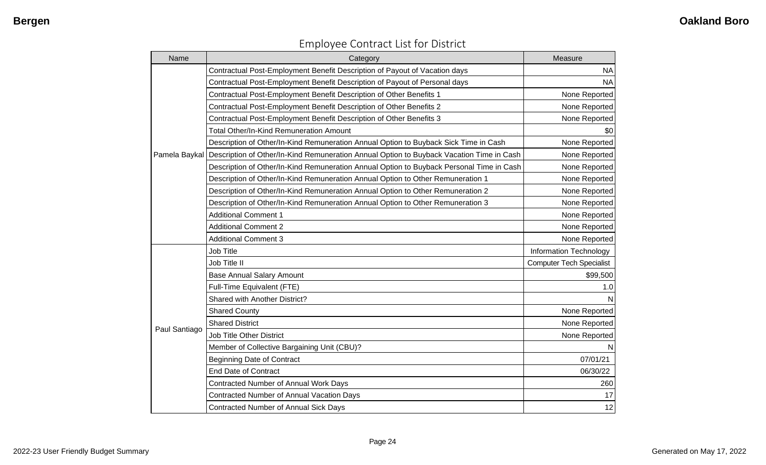## Employee Contract List for District

| Name | Category | Measure |
|---|---|---|
| Pamela Baykal | Contractual Post-Employment Benefit Description of Payout of Vacation days | NA |
| | Contractual Post-Employment Benefit Description of Payout of Personal days | NA |
| | Contractual Post-Employment Benefit Description of Other Benefits 1 | None Reported |
| | Contractual Post-Employment Benefit Description of Other Benefits 2 | None Reported |
| | Contractual Post-Employment Benefit Description of Other Benefits 3 | None Reported |
| | Total Other/In-Kind Remuneration Amount | $0 |
| | Description of Other/In-Kind Remuneration Annual Option to Buyback Sick Time in Cash | None Reported |
| | Description of Other/In-Kind Remuneration Annual Option to Buyback Vacation Time in Cash | None Reported |
| | Description of Other/In-Kind Remuneration Annual Option to Buyback Personal Time in Cash | None Reported |
| | Description of Other/In-Kind Remuneration Annual Option to Other Remuneration 1 | None Reported |
| | Description of Other/In-Kind Remuneration Annual Option to Other Remuneration 2 | None Reported |
| | Description of Other/In-Kind Remuneration Annual Option to Other Remuneration 3 | None Reported |
| | Additional Comment 1 | None Reported |
| | Additional Comment 2 | None Reported |
| | Additional Comment 3 | None Reported |
| Paul Santiago | Job Title | Information Technology |
| | Job Title II | Computer Tech Specialist |
| | Base Annual Salary Amount | $99,500 |
| | Full-Time Equivalent (FTE) | 1.0 |
| | Shared with Another District? | N |
| | Shared County | None Reported |
| | Shared District | None Reported |
| | Job Title Other District | None Reported |
| | Member of Collective Bargaining Unit (CBU)? | N |
| | Beginning Date of Contract | 07/01/21 |
| | End Date of Contract | 06/30/22 |
| | Contracted Number of Annual Work Days | 260 |
| | Contracted Number of Annual Vacation Days | 17 |
| | Contracted Number of Annual Sick Days | 12 |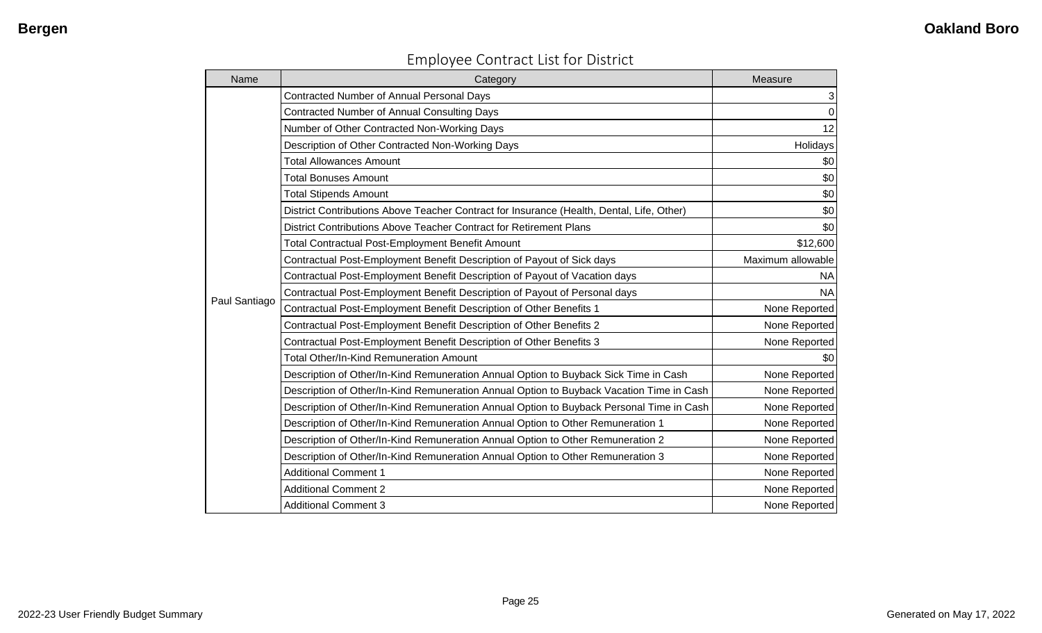# Employee Contract List for District

| Name | Category | Measure |
|---|---|---|
| Paul Santiago | Contracted Number of Annual Personal Days | 3 |
| | Contracted Number of Annual Consulting Days | 0 |
| | Number of Other Contracted Non-Working Days | 12 |
| | Description of Other Contracted Non-Working Days | Holidays |
| | Total Allowances Amount | $0 |
| | Total Bonuses Amount | $0 |
| | Total Stipends Amount | $0 |
| | District Contributions Above Teacher Contract for Insurance (Health, Dental, Life, Other) | $0 |
| | District Contributions Above Teacher Contract for Retirement Plans | $0 |
| | Total Contractual Post-Employment Benefit Amount | $12,600 |
| | Contractual Post-Employment Benefit Description of Payout of Sick days | Maximum allowable |
| | Contractual Post-Employment Benefit Description of Payout of Vacation days | NA |
| | Contractual Post-Employment Benefit Description of Payout of Personal days | NA |
| | Contractual Post-Employment Benefit Description of Other Benefits 1 | None Reported |
| | Contractual Post-Employment Benefit Description of Other Benefits 2 | None Reported |
| | Contractual Post-Employment Benefit Description of Other Benefits 3 | None Reported |
| | Total Other/In-Kind Remuneration Amount | $0 |
| | Description of Other/In-Kind Remuneration Annual Option to Buyback Sick Time in Cash | None Reported |
| | Description of Other/In-Kind Remuneration Annual Option to Buyback Vacation Time in Cash | None Reported |
| | Description of Other/In-Kind Remuneration Annual Option to Buyback Personal Time in Cash | None Reported |
| | Description of Other/In-Kind Remuneration Annual Option to Other Remuneration 1 | None Reported |
| | Description of Other/In-Kind Remuneration Annual Option to Other Remuneration 2 | None Reported |
| | Description of Other/In-Kind Remuneration Annual Option to Other Remuneration 3 | None Reported |
| | Additional Comment 1 | None Reported |
| | Additional Comment 2 | None Reported |
| | Additional Comment 3 | None Reported |